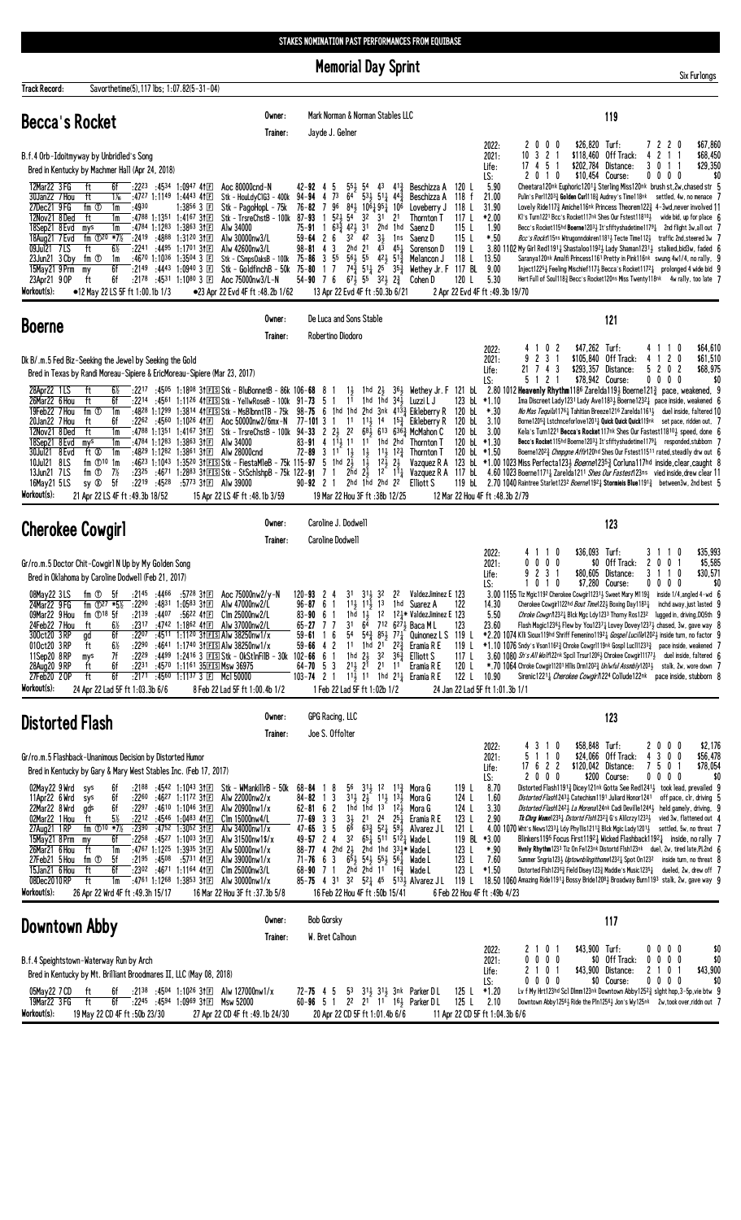STAKES NOMINATION PAST PERFORMANCES FROM EQUIBASE

# Memorial Day Sprint

Six Furlongs

**Track Record:** Savorthetime(5),117 lbs; 1:07.82(5-31-04)

## Becca's Rocket

Owner: Mark Norman & Norman Stables LLC
Trainer: Jayde J. Gelner

119

B.f.4 Orb-Idoitmyway by Unbridled's Song
Bred in Kentucky by Machmer Hall (Apr 24, 2018)

| | | | | | | | | | |
|---|---|---|---|---|---|---|---|---|---|
| 2022: | 2 0 0 0 | $26,820 | Turf: | 7 2 2 0 | $67,860 |
| 2021: | 10 3 2 1 | $118,460 | Off Track: | 4 2 1 1 | $68,450 |
| Life: | 17 4 5 1 | $202,784 | Distance: | 3 0 1 1 | $29,350 |
| LS: | 2 0 1 0 | $10,454 | Course: | 0 0 0 0 | $0 |

12Mar22 3 FG ft 6f :22²³ :45³⁴ 1:09⁴⁷ 41F Aoc 80000cnd-N 42-92 4 5 5½ 5⁴ 4³ 4½ Beschizza A 120 L 5.90 Cheetara120nk Euphoric1201½ Sterling Miss120nk brush st,2w,chased str 5
30Jan22 7 Hou ft 1⅙ :47²⁷ 1:11¹⁹ 1:44⁴³ 41F Stk - HouLdyClG3 - 400k 94-94 4 7³ 6⁴ 5¾ 5½ 4⁴ Beschizza A 118 f 21.00 Pulln's Perl120¾ Golden Curl118½ Audrey's Time118nk settled, 4w, no menace 7
27Dec21 9 FG fm ① 1m :49³⁰ 1:38⁵⁶ 3F Stk - PagoHopL - 75k 76-82 7 9⁶ 8⁴½ 10⁶½ 9⁵½ 10⁶ Loveberry J 118 L 31.90 Lovely Ride117½ Amiche116nk Princess Theorem122½ 4-3wd,never involved 11
12Nov21 8 Del ft 1m :47⁸⁸ 1:13⁵¹ 1:41⁶⁷ 31F Stk - TrsreChstB - 100k 87-93 1 5²½ 5⁴ 3² 3¹ 2¹ Thornton T 117 L *2.00 Kl's Turn1221 Bcc's Rocket117nk Shes Our Ftest11816½ wide bid, up for place 6
18Sep21 8 Evd mys 1m :47⁸⁴ 1:12⁸³ 1:38⁶³ 31F Alw 34000 75-91 1 6³¾ 4²½ 3¹ 2hd 1hd Saenz D 115 L 1.90 Beccs's Rocket115hd Boerne120²½ It'sfiftyshadetime1175¼ 2nd flight 3w,all out 7
18Aug21 7 Evd fm ①²⁰ *7½ :24¹⁹ :48⁸⁸ 1:31²⁰ 31F Alw 30000nw3/L 59-64 2 6 3² 4² 3½ 1ns Saenz D 115 L *.50 Bcc's Rockt115ns Wtrugonndoknen1181½ Tecte Time112½ traffic 2nd,steered 3w 7
08Jul21 7 LS ft 6½ :22⁴¹ :44⁹⁵ 1:17⁰¹ 31F Alw 42600nw3/L 98-81 4 3 2hd 2¹ 4³ 4⁵½ Sorenson D 119 L 3.80 1102 My Girl Red1191¼ Shastaloo1192½ Lady Shaman1231½ stalked,bid3w, faded 6
23Jun21 3 Cby fm ① 1m :46⁷⁰ 1:10³⁶ 1:35⁰⁴ 3F Stk - CSmpsOaksB - 100k 75-86 3 5⁵ 5⁶½ 5⁵ 4²½ 5¹¾ Melancon J 118 L 13.50 Saranya120nk Amalfi Princess1161 Pretty in Pink116nk swung 4w1/4, no rally, 9
15May21 9 Prm my 6f :21⁴⁹ :44⁴³ 1:09⁴⁰ 3F Stk - GoldfinchB - 50k 75-80 1 7 7⁴¾ 5¹½ 2⁵ 3⁵¾ Wethey Jr. F 117 BL 9.00 Inject1225½ Feeling Mischief117½ Becca's Rocket1172¼ prolonged 4 wide bid 9
23Apr21 9 OP ft 6f :21⁷⁸ :45³¹ 1:10⁸⁰ 3F Aoc 75000nw3/L-N 54-90 7 6 6⁷½ 5⁵ 3²½ 2¾ Cohen D 120 L 5.30 Hert Full of Soul118½ Becc's Rocket120ns Miss Twenty118nk 4w rally, too late 7

**Workout(s):** ●12 May 22 LS 5F ft 1:00.1b 1/3 ●23 Apr 22 Evd 4F ft :48.2b 1/62 13 Apr 22 Evd 4F ft :50.3b 6/21 2 Apr 22 Evd 4F ft :49.3b 19/70

## Boerne

Owner: De Luca and Sons Stable
Trainer: Robertino Diodoro

121

Dk B/.m.5 Fed Biz-Seeking the Jewel by Seeking the Gold
Bred in Texas by Randi Moreau-Sipiere & EricMoreau-Sipiere (Mar 23, 2017)

| | | | | | | |
|---|---|---|---|---|---|---|
| 2022: | 4 1 0 2 | $47,262 | Turf: | 4 1 1 0 | $64,610 |
| 2021: | 9 2 3 1 | $105,840 | Off Track: | 4 1 2 0 | $61,510 |
| Life: | 21 7 4 3 | $293,357 | Distance: | 5 2 0 2 | $68,975 |
| LS: | 5 1 2 1 | $78,942 | Course: | 0 0 0 0 | $0 |

28Apr22 1 LS ft 6½ :22¹⁷ :45⁰⁵ 1:18⁰⁸ 31FIS Stk - BluBonnetB - 86k 106-68 8 1 1½ 1hd 2½ 3⁶½ Wethey Jr. F 121 bL 2.80 1012 Heavenly Rhythm118⁶ Zarelda119½ Boerne121½ pace, weakened, 9
26Mar22 6 Hou ft 6f :22¹⁴ :45⁶¹ 1:11²⁶ 41FIS Stk - YellwRoseB - 100k 91-73 5 1 1¹ 1hd 1hd 3⁴½ Luzzi L J 123 bL *1.10 Ima Discreet Lady1231 Lady Ave118³½ Boerne123²½ pace inside, weakened 6
19Feb22 7 Hou fm ① 1m :48²⁸ 1:12⁹⁹ 1:38¹⁴ 41FIS Stk - MsBlbnntTB - 75k 98-75 6 1hd 1hd 2hd 3nk 4¹³½ Eikleberry R 120 bL *.30 No Mas Tequila1176½ Tahitian Breeze1216 Zarelda1161½ duel inside, faltered 10
20Jan22 7 Hou ft 6f :22⁶² :45⁶⁰ 1:10²⁶ 41F Aoc 50000nw2/6mx-N 77-101 3 1 1¹ 1¹½ 1⁴ 1⁵¾ Eikleberry R 120 bL 3.10 Borne1205¾ Lstchnceforlove1201¾ Quick Quick Quick119nk set pace, ridden out. 7
12Nov21 8 Del ft 1m :47⁸⁸ 1:13⁵¹ 1:41⁶⁷ 31F Stk - TrsreChstB - 100k 94-33 2 2½ 2² 6⁸½ 6¹³ 6³⁶¾ McMahon C 120 bL 3.00 Kela's Turn1221 Becca's Rocket117nk Shes Our Fastest11810½ speed, done 6
18Sep21 8 Evd mys 1m :47⁸⁴ 1:12⁸³ 1:38⁶³ 31F Alw 34000 83-91 4 1¹½ 1¹ 1¹ 1hd 2hd Thornton T 120 bL *1.30 Becc's Rocket115hd Boerne120²½ It'sfiftyshadetime1175¼ responded,stubborn 7
30Jul21 8 Evd ft ⊗ 1m :48²⁹ 1:12⁸² 1:38⁶¹ 31F Alw 28000cnd 72-89 3 1¹ 1½ 1½ 1¹½ 1²¾ Thornton T 120 bL *1.50 Boerne120²¾ Chmpgne Affir120hd Shes Our Fstest1151¹ rated,steadily drw out 6
10Jul21 8 LS fm ①¹⁰ 1m :46²³ 1:10⁴³ 1:35²⁰ 31FIS Stk - FiestaMleB - 75k 115-97 5 1hd 2½ 1½ 1²½ 2½ Vazquez R A 123 bL *1.00 1023 Miss Perfecta123½ Boerne123⁵½ Corluna117hd inside,clear,caught 8
13Jun21 7 LS fm ① 7½ :23²⁵ :46⁷¹ 1:28⁸³ 31FIS Stk - StSchlshpB - 75k 122-91 7 1 2hd 2½ 1² 1¹¾ Vazquez R A 117 bL 4.60 1023 Boerne1171¾ Zarelda1211 Shes Our Fastest123ns vied inside,drew clear 11
16May21 5 LS sy ⊗ 5f :22¹⁹ :45²⁸ :57⁷³ 31F Alw 39000 90-92 2 1 2hd 1hd 2hd 2² Elliott S 119 bL 2.70 1040 Raintree Starlet123² Boerne119²½ Stormieis Blue1191¾ between3w, 2nd best 5

**Workout(s):** 21 Apr 22 LS 4F ft :49.3b 18/52 15 Apr 22 LS 4F ft :48.1b 3/59 19 Mar 22 Hou 3F ft :38b 12/25 12 Mar 22 Hou 4F ft :48.3b 2/79

## Cherokee Cowgirl

Owner: Caroline J. Dodwell
Trainer: Caroline Dodwell

123

Gr/ro.m.5 Doctor Chit-Cowgirl N Up by My Golden Song
Bred in Oklahoma by Caroline Dodwell (Feb 21, 2017)

| | | | | | | |
|---|---|---|---|---|---|---|
| 2022: | 4 1 1 0 | $36,093 | Turf: | 3 1 1 0 | $35,993 |
| 2021: | 0 0 0 0 | $0 | Off Track: | 2 0 0 1 | $5,585 |
| Life: | 9 2 3 1 | $80,605 | Distance: | 3 1 1 0 | $30,571 |
| LS: | 1 0 1 0 | $7,280 | Course: | 0 0 0 0 | $0 |

08May22 3 LS fm ① 5f :21⁴⁵ :44⁶⁶ :57²⁸ 31F Aoc 75000nw2/y-N 120-93 2 4 3¹ 3¹½ 3² 2² Valdez Jiminez E 123 3.00 1155 Tiz Mgic119² Cherokee Cowgirl1231¾ Sweet Mary M119½ inside 1/4,angled 4-wd 6
24Mar22 9 FG fm ①²⁷ *5½ :22⁹⁰ :48³¹ 1:05⁸³ 31F Alw 47000nw2/L 96-87 6 1 1¹½ 1¹½ 1³ 1hd Suarez A 122 14.30 Cherokee Cowgirl122hd Bout Time122¾ Boxing Day118²½ inchd away,just lasted 9
09Mar22 9 Hou fm ①¹⁸ 5f :21³⁹ :44⁰⁷ :56²² 41F Clm 25000nw2/L 83-90 6 1 1hd 1½ 1² 1²¾* Valdez Jiminez E 123 5.50 Chroke Cowgrl123²½ Blck Mgc Ldy123¹ Thorny Ros123² lugged in, driving,DQ5th 9
24Feb22 7 Hou ft 6½ :23¹⁷ :47⁴² 1:18⁶² 41F Alw 37000nw2/L 65-27 7 7 3¹ 6⁴ 7¹² 6²⁷¼ Baca M L 123 23.60 Flash Magic1234½ Flew by You1237½ Lovey Dovey1237¾ chased 3w, gave way 8
30Oct20 3 RP gd 6f :22⁰⁷ :45¹¹ 1:12⁰ 31FIS Alw 38250nw1/x 59-61 1 6 5⁴ 5⁴¾ 8⁵¼ 7⁷½ Quinonez L S 119 L *2.20 1074 Klli Sioux119hd Shriff Femenino119²½ Gospel Lucille120²½ inside turn, no factor 9
01Oct20 3 RP ft 6½ :22⁹⁰ :46⁴¹ 1:17⁴⁰ 31FIS Alw 38250nw1/x 59-66 4 2 1¹ 1hd 2¹ 2²¾ Eramia R E 119 L *1.10 1076 Sndy's Vsion116²¾ Chroke Cowgirl119nk Gospl Lucil1233½ pace inside, weakened 7
11Sep20 8 RP mys 7f :22²⁹ :44⁹⁹ 1:24¹⁶ 3FIS Stk - OkStlnFilB - 30k 102-66 6 1 1hd 2½ 3² 3⁶¾ Elliott S 117 L 3.60 1080 Sh's All Woll122nk Spcll Trsur120²½ Chrokee Cowgrl1172¼ duel inside, faltered 6
28Aug20 9 RP ft 6f :22³¹ :45⁷⁰ 1:11⁶¹ 3SFIS Msw 36975 64-70 5 3 2¹½ 2¹ 2¹ 1¹ Eramia R E 120 L *.70 1064 Chroke Cowgirl120¹ Hllls Drm120²½ Unlwful Assmbly120³½ stalk, 2w, wore down 7
27Feb20 2 OP ft 6f :21⁷¹ :45⁶⁰ 1:11³⁷ 3F Mcl 50000 103-74 2 1 1¹½ 1¹ 1hd 2¹¼ Eramia R E 122 L 10.90 Sirenic1221¼ Cherokee Cowgirl1224 Collude122nk pace inside, stubborn 8

**Workout(s):** 24 Apr 22 Lad 5F ft 1:03.3b 6/6 8 Feb 22 Lad 5F ft 1:00.4b 1/2 1 Feb 22 Lad 4F ft 1:02b 1/2 24 Jan 22 Lad 5F ft 1:01.3b 1/1

## Distorted Flash

Owner: GPG Racing, LLC
Trainer: Joe S. Offolter

123

Gr/ro.m.5 Flashback-Unanimous Decision by Distorted Humor
Bred in Kentucky by Gary & Mary West Stables Inc. (Feb 17, 2017)

| | | | | | | |
|---|---|---|---|---|---|---|
| 2022: | 4 3 1 0 | $58,848 | Turf: | 2 0 0 0 | $2,176 |
| 2021: | 5 1 1 0 | $24,066 | Off Track: | 4 3 0 0 | $56,478 |
| Life: | 17 6 2 2 | $120,042 | Distance: | 7 5 0 1 | $78,054 |
| LS: | 2 0 0 0 | $200 | Course: | 0 0 0 0 | $0 |

02May22 9 Wrd sys 6f :21⁸⁸ :45⁴² 1:10⁴³ 31F Stk - WManklilrB - 50k 68-84 1 8 5⁶ 3¹½ 1² 1¹¾ Mora G 119 L 8.70 Distorted Flash1191¾ Dicey121nk Gotta See Red1241½ took lead, prevailed 9
11Apr22 6 Wrd sys 6f :22⁶⁰ :46²⁷ 1:11⁷² 31F Alw 22000nw2/x 84-82 1 3 3¹½ 2½ 1¹½ 1³½ Mora G 124 L 1.60 Distorted Flash124³½ Catechism119¹ Jullard Honor124¹ off pace, clr, driving 5
22Mar22 8 Wrd gds 6f :22⁹⁷ :46¹⁰ 1:10⁴⁶ 31F Alw 20900nw1/x 62-81 6 2 1hd 1hd 1³ 1²½ Mora G 124 L 3.30 Distorted Flash124²½ La Morena124nk Cadi Deville124¾ held gamely, driving, 9
02Mar22 1 Hou ft 5½ :22¹² :45⁴⁶ 1:04⁸³ 41F Clm 15000nw4/L 77-69 3 3 3½ 2¹ 2⁴ 2⁵½ Eramia R E 123 L 2.90 Tt Chrg Womn123⁵½ Distortd Flsh123²¾ G's Allicrzy123³½ vied 3w, flattened out 4
27Aug21 1 RP fm ①¹⁰ *7½ :23⁹⁰ :47⁵² 1:30⁵² 31F Alw 34000nw1/x 47-65 3 5 6⁶ 6³¾ 5²½ 5⁹½ Alvarez J L 121 L 4.00 1070 Wht's News123¹½ Ldy Phyllis121¹½ Blck Mgic Lady120¹½ settled, 5w, no threat 7
15May21 8 Prm my 6f :22⁵⁸ :45²⁷ 1:10⁰³ 31F Alw 31500nw1$/x 49-57 2 4 3² 6⁵½ 5¹¹ 5¹²¼ Wade L 119 BL *3.00 Blinkers119⁵ Focus First119²½ Wicked Flashback119²¼ inside, no rally 7
26Mar21 6 Hou ft 1m :47⁶⁷ 1:12²⁵ 1:39³⁵ 31F Alw 50000nw1/x 88-77 4 2hd 2½ 2hd 1hd 3³¾* Wade L 123 L *.90 Hvnly Rhythm123³ Tiz On Fe123nk Distortd Flsh123nk duel, 2w, tired late,PL2nd 6
27Feb21 5 Hou fm ① 5f :21⁹⁵ :45⁰⁸ :57³¹ 41F Alw 39000nw1/x 71-76 6 3 6⁵½ 5⁴½ 5⁵½ 5⁶¼ Wade L 123 L 7.60 Summer Sngria123¾ Uptownblingithome123²¼ Spot On123² inside turn, no threat 8
15Jan21 6 Hou ft 6f :23⁰² :46⁷¹ 1:11⁶⁴ 41F Clm 25000nw3/L 68-90 7 1 2hd 2hd 1¹ 1⁶¾ Wade L 123 L *1.50 Distorted Flsh123⁶¾ Field Disey123¾ Maddie's Music123¼ dueled, 2w, drew off 7
08Dec20 10 RP ft 1m :47⁶¹ 1:12⁶⁸ 1:38⁵³ 31F Alw 30000nw1/x 85-75 4 3¹ 3² 5²¾ 4⁵ 5¹³½ Alvarez J L 119 L 18.50 1060 Amazing Ride1191½ Bossy Bride120⁶½ Broadway Burn119³ stalk, 2w, gave way 9

**Workout(s):** 26 Apr 22 Wrd 4F ft :49.3h 15/17 16 Mar 22 Hou 3F ft :37.3b 5/8 16 Feb 22 Hou 4F ft :50b 15/41 6 Feb 22 Hou 4F ft :49b 4/23

## Downtown Abby

Owner: Bob Gorsky
Trainer: W. Bret Calhoun

117

B.f.4 Speightstown-Waterway Run by Arch
Bred in Kentucky by Mt. Brilliant Broodmares II, LLC (May 08, 2018)

| | | | | | | |
|---|---|---|---|---|---|---|
| 2022: | 2 1 0 1 | $43,900 | Turf: | 0 0 0 0 | $0 |
| 2021: | 0 0 0 0 | $0 | Off Track: | 0 0 0 0 | $0 |
| Life: | 2 1 0 1 | $43,900 | Distance: | 2 1 0 1 | $43,900 |
| LS: | 0 0 0 0 | $0 | Course: | 0 0 0 0 | $0 |

05May22 7 CD ft 6f :21³⁸ :45⁰⁴ 1:10²⁶ 31F Alw 127000nw1/x 72-75 4 5 5³ 3¹½ 3¹½ 3nk Parker D L 125 L *1.20 Lv f My Hrt123hd Scl Dlmm123nk Downtown Abby125²½ slight hop,3-5p,vie btw 9
19Mar22 3 FG ft 6f :22⁴⁵ :45⁹⁴ 1:09⁶⁹ 3F Msw 52000 60-96 5 1 2² 2¹ 1¹ 1⁶½ Parker D L 125 L 2.10 Downtown Abby125⁶½ Ride the Pln125⁴½ Jon's Wy125nk 2w,took over,riddn out 7

**Workout(s):** 19 May 22 CD 4F ft :50b 23/40 27 Apr 22 CD 4F ft :49.1b 24/40 20 Apr 22 CD 5F ft 1:01.4b 6/16 11 Apr 22 CD 5F ft 1:04.3b 6/6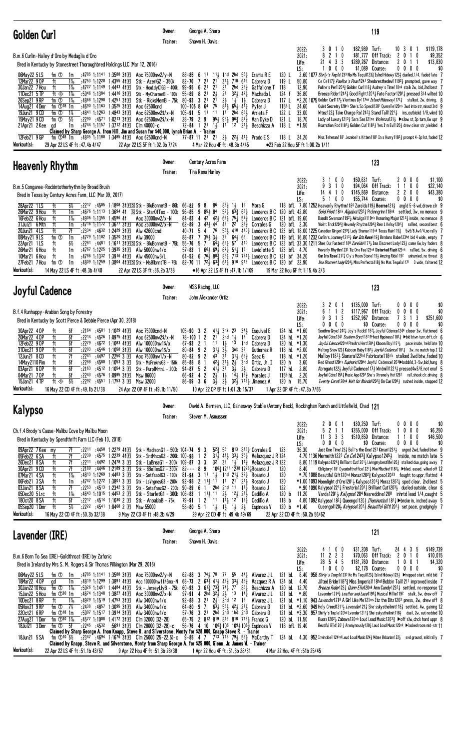## Golden Curl

Owner: George A. Sharp
Trainer: Shawn H. Davis

**119**

B.m.6 Curlin-Hailey d'Oro by Medaglia d'Oro
Bred in Kentucky by Stonestreet Thoroughbred Holdings LLC (Mar 12, 2016)

| | Starts | 1st | 2nd | 3rd | Earnings | | Starts | 1st | 2nd | 3rd | Earnings |
|---|---|---|---|---|---|---|---|---|---|---|---|
| 2022: | 3 | 0 | 1 | 0 | $82,989 | Turf: | 10 | 3 | 0 | 1 | $119,178 |
| 2021: | 8 | 2 | 1 | 0 | $81,777 | Off Track: | 2 | 0 | 1 | 0 | $9,352 |
| Life: | 21 | 4 | 3 | 3 | $289,267 | Distance: | 2 | 0 | 1 | 1 | $13,830 |
| LS: | 1 | 0 | 0 | 0 | $1,089 | Course: | 0 | 0 | 0 | 0 | $0 |

```
06May22 5LS  fm ① 1m  :4785 1:1141 1:3588 31F Aoc 75000nw2/y-N  88-85 6 11 11½ 1hd 2hd 56¼ Eramia R E  120 L  2.60 1077 Shirly's Temple123 No Ms Tequil123½ Islnd Hideway123½ dueled,1/4, faded late 7
12Mar22 9OP  ft  1⅛  :4753 1:1220 1:4355 41F Stk - AzeriG2 - 350k  82-70 7 21 21 31½ 718 619 Cabrera D  119 L  50.80  Ce Ce117¾ Pauline's Pearl124½ Shedaresthedevil1192¾ prompted, gave way 7
30Jan22 7Hou ft  1⅛  :4727 1:1149 1:4443 41F Stk - HouldyClG3 - 400k  99-95 6 21 21 21 2hd 23¾ Gaffalione T  118  12.90  Puline's Perl1203¾ Golden Curl118¾ Audrey's Time118nk stalk 2w, bid,2nd best 7
11Dec21 5TP  ft ◈ 1⅛  :5046 1:1384 1:4416 31F Stk - MyCharmerB - 100k  55-89 8 21 2½ 21 32½ 47¼ Machado L  124 f  36.80  Breeze Rider124¾ Good Fight120½ Fate Factor120½ pressed 3/4 wilted 10
26Sep21 9RP  fm ① 1⅛  :4868 1:1290 1:4251 31F Stk - RicksMemB - 75k  80-93 3 21 21 2½ 1½ 1½ Cabrera D  117 L  *2.20 1075 Golden Curl117½ Vlentines Dy117nk Island Hideaway117¾ stalked, 2w, driving, 8
14Aug21 4Dmr fm ①18 1m  :4690 1:1163 1:3525 31F Aoc 62500cnd  100-105 8 64 75 84½ 65½ 41¼ Pyfer J  115B L  24.60  Quiet Secretry120nk She's So Speci1201 Quarelle120ns 3wd into str,missd 3rd 9
13Jun21 9CD  fm ① 1⅛  :4841 1:1263 1:4843 31F Aoc 62500nw2$/x-N  105-91 5 11 11 11 2hd 65½ Arrieta F  122 L  33.00  Witez122¾ Take Charge Ro124½ Stand Tall121½ ins,outkickd 1/8,wknd 10
15May21 9CD  fm ① 5½  :2290 :4571 1:0213 31F Aoc 62500nw2$/x-N  28-79 2 9 95½ 95½ 96¾ 87¾ Van Dyke D  121 L  18.70  Lady of Luxury121¾ Sara Sea121ns Violenzal21½ ▶slow st,3p turn,6w upr 9
21Apr21 2Kee gd  1m  :4744 1:1157 1:3712 41F Clm 40000-c  72-84 1 21 1½ 11 12 21½ Beschizza A  118 L  *1.50  Rsurrction Rod118½ Golden Curl118¾ Yes I'm Evil120¾ drew clear str,yielded 4
Claimed by Sharp George A. from Hill, Jim and Susan for $40,000, Lynch Brian A. - Trainer
12Feb21 9GP  fm ①48 1m  :4805 1:1180 1:3485 41F Aoc 62500cnd-N  77-87 11 21 21 2½ 22½ 44¼ Prado E S  118 L  24.20  Miss Teheran118½ Jezebel's Kitten118½ In a Hurry118¾ prompt 4-3p1st,faded 12
```

Workout(s): 29 Apr 22 LS 4F ft :47.4b 4/47 | 22 Apr 22 LS 5F ft 1:02.0b 7/24 | 4 Mar 22 Hou 4F ft :48.3b 4/45 | ●23 Feb 22 Hou 5F ft 1:00.2b 1/11

## Heavenly Rhythm

Owner: Century Acres Farm
Trainer: Tina Rena Hurley

**123**

B.m.5 Congaree-Rockintotherhythm by Broad Brush
Bred in Texas by Century Acres Farm, LLC (Mar 09, 2017)

| | Starts | 1st | 2nd | 3rd | Earnings | | Starts | 1st | 2nd | 3rd | Earnings |
|---|---|---|---|---|---|---|---|---|---|---|---|
| 2022: | 3 | 1 | 0 | 0 | $50,631 | Turf: | 2 | 0 | 0 | 0 | $1,100 |
| 2021: | 9 | 3 | 1 | 0 | $94,064 | Off Track: | 1 | 1 | 0 | 0 | $22,140 |
| Life: | 14 | 4 | 1 | 0 | $145,869 | Distance: | 2 | 2 | 0 | 0 | $43,380 |
| LS: | 5 | 1 | 0 | 0 | $55,744 | Course: | 0 | 0 | 0 | 0 | $0 |

```
28Apr22 1LS  ft  6½  :2217 :4505 1:1808 31F[S] Stk - BluBonnetB - 86k  66-82 9 8 86 83¾ 1½ 16 Mora G  118 bfL  7.80 1252 Heavenly Rhythm1186 Zarelda119¾ Boerne121¾ angld 5-6 wd,drove clr 9
26Mar22 9Hou ft  1m  :4676 1:1113 1:3634 41 [S] Stk - StarOfTex - 100k  96-85 9 85½ 84 52¼ 63¾ 68¾ Landeros B C  120 bfL 42.80  Gold Pilot118nk Algebra1233¾ Picknngrinn118nk settled, 3w, no menace 9
16Feb22 6Hou ft  1⅛  :4906 1:1355 1:4596 4t Aoc 30000nw2/x-N  84-83 4 42 42½ 62¼ 75¾ 57¾ Landeros B C 121 bfL 19.60  Bandit Swanson1192¾ Aktulgali119nk Honoring Major121¾ inside, no menace 8
31Jul21 6Mth ft  1m  :4716 1:1172 1:3677 31F Aoc 25000nw2/x-N  62-89 3 43½ 44 42 22 22¾ Corrales G  120 bfL 2.30  Violnt Trick1202¾ Heavenly Rhythm1204¾ Rein L Kelsy1201¾ rallied, second best 6
20Jun21 4LS  ft  7f  :2334 :4632 1:2429 31F Alw 42600cnd  40-71 5 4 76 56½ 410 410¾ Landeros B C 123 bfL 18.00 1225 Canadian Ginger123¾ Lady Shaman119nk Texas Rain119¾ 5w5/8,4w1/4,no rally 7
08May21 9LS  fm ① 1m  :4779 1:1102 1:3520 31F Alw 39000  88-87 7 35½ 3½ 32 64½ 65 Landeros B C 119 bfL 16.80 1232 Curlin's Journey1213¾ Our Iris Rose119¾ Brndons Babe123hd bid 4 wide, empty 7
22Apr21 1LS  ft  6½  :2281 :4481 1:1611 31F[S] Stk - BluBonnetB - 75k  55-76 5 7 64½ 66½ 57 410 Landeros B C 123 bfL 33.30 1211 Shes Our Fastest1186 Zareldo1171¼ Ima Discreet Lady123½ came 6w,by faders 8
26Mar21 6Hou ft  1m  :4767 1:1225 1:3935 31F Alw 50000nw1/x  57-83 1 66¼ 69½ 67¾ 51¼ 13 Laviolette S  123 bfL  4.70  Heavenly Rhythm123 Tiz One Fee123nk Distorted Flash123nk rallied, 5w, driving 6
10Mar21 6Hou ft  1m  :4786 1:1332 1:3916 41F Alw 45000nw3/L  64-52 6 76¼ 88¾ 88¾ 713 724¼ Landeros B C 121 bf 34.30  Our Iris Rose1217¾ Cly's Moon Stone119¾ Amzing Ride1192 unhurried, no threat 8
27Feb21 7Hou fm ① 1m  :4809 1:1259 1:3804 41F[S] Stk - MsBlbnntTB - 75k  82-70 11 72¾ 63¾ 64¾ 910 913 Landeros B C 120 bf 22.90  Ima Discreet Lady1204¾ Miss Perfecta118¾ No Mas Tequila1171 3 wide, faltered 12
```

Workout(s): 14 May 22 LS 4F ft :48.3b 4/40 | 22 Apr 22 LS 3F ft :36.2b 3/38 | ●16 Apr 22 LS 4F ft :47.1b 1/109 | 19 Mar 22 Hou 6F ft 1:15.4b 2/3

## Joyful Cadence

Owner: WSS Racing, LLC
Trainer: John Alexander Ortiz

**123**

B.f.4 Runhappy-Arabian Song by Forestry
Bred in Kentucky by Scott Pierce & Debbie Pierce (Apr 30, 2018)

| | Starts | 1st | 2nd | 3rd | Earnings | | Starts | 1st | 2nd | 3rd | Earnings |
|---|---|---|---|---|---|---|---|---|---|---|---|
| 2022: | 3 | 2 | 0 | 1 | $135,000 | Turf: | 0 | 0 | 0 | 0 | $0 |
| 2021: | 6 | 1 | 1 | 2 | $117,967 | Off Track: | 0 | 0 | 0 | 0 | $0 |
| Life: | 9 | 3 | 1 | 3 | $252,967 | Distance: | 7 | 3 | 1 | 3 | $251,600 |
| LS: | 0 | 0 | 0 | 0 | $0 | Course: | 0 | 0 | 0 | 0 | $0 |

```
30Apr22 4OP  ft  6f  :2164 :4501 1:1029 41F Aoc 75000cnd-N  105-90 3 2 41¼ 3nk 23 34½ Esquivel E  124 hL *1.60  Southrn Gryc124¾ Joy's Rockt118¾ Joyful Cdence124¼ closer 3w, flattened 6
20Mar22 4OP  ft  6f  :2214 :4526 1:0975 41F Aoc 62500nw2$/x-N  78-100 1 2 21 2hd 1½ 13 Cabrera D  124 hL *1.20  Joyful Cdnc1243 Quarty Kis1182 Prfect Hppiness118¾ ▶bid btwn turn,drft,clr 6
12Feb22 9OP  ft  6f  :2279 :4672 1:1083 41F Alw 100000nw1$/x  67-93 2 1 11 1½ 13 1hd Cabrera D  120 hL *1.30  Joyful Cdence120hd Phroh's Hert1204¾ Kboom Bby115¼ pace inside, held late 10
31Dec21 9OP  ft  6f  :2203 :4546 1:1058 31F Alw 100000nw1$/x  80-84 9 2 31½ 3½ 3nk 32 Gutierrez R  118 hL *1.20  Melting Snow122¼ Kaboom Baby118½ Joyful Cadence118½ 3w, no match top 2 12
12Jun21 8CD  ft  7f  :2241 :4497 1:2259 3F Aoc 75000nw1/x-N  80-82 9 2 43 31 31¼ 65¾ Saez G  118 hL *1.20  Malloy1183½ Sianara122hd Fabricate118nk stalkd 2wd btw,faded 10
14May21 10Pim ft  6f  :2288 :4580 1:1063 3F Stk - MsPreknsG3 - 150k  85-88 8 1 42¾ 31½ 2½ 3hd Ortiz, Jr. I  120 h  3.60  Red Ghost120ns Euphoric120hd Joyful Cadence1203 ▶bobbld,3-5w,bid,hung 8
03Apr21 6OP  ft  6f  :2163 :4512 1:1054 3F Stk - PurplMrtnL - 200k  94-87 5 2 41½ 31 3½ 2½ Cabrera D  117 hL  2.80  Abrogate122½ Joyful Cadence117¾ Windmill1221¼ pressed4w3/8,not enuf 5
04Mar21 7OP  ft  6f  :2243 :4576 1:0995 31F Msw 86000  66-92 4 2 2½ 1½ 14½ 18¾ Morales J  115B hL  2.20  Joyful Cdnc1158¾ Music App1207 She's Xtremely Hot1262 rail,shook clr,driving 8
15Jan21 4TP  ft ◈ 6½  :2292 :4551 1:1753 3F Msw 32000  86-59 3 6 3½ 2½ 32¾ 712¾ Jimenez A  120 h  15.70  Twenty Carat120nk Wait for Nairobi1202¾ On Cue1206¼ rushed inside, stopped 12
```

Workout(s): 16 May 22 CD 4F ft :49.1b 21/38 | 24 Apr 22 OP 4F ft :49.1b 11/50 | 10 Apr 22 OP 5F ft 1:01.2b 15/37 | 1 Apr 22 OP 4F ft :47.3b 7/65

## Kalypso

Owner: David A. Bernsen, LLC, Gainesway Stable (Antony Beck), Rockingham Ranch and Littlefield, Chad J.
Trainer: Steven M. Asmussen

**121**

Ch.f.4 Brody's Cause-Malibu Cove by Malibu Moon
Bred in Kentucky by Spendthrift Farm LLC (Feb 10, 2018)

| | Starts | 1st | 2nd | 3rd | Earnings | | Starts | 1st | 2nd | 3rd | Earnings |
|---|---|---|---|---|---|---|---|---|---|---|---|
| 2022: | 2 | 0 | 0 | 1 | $30,250 | Turf: | 0 | 0 | 0 | 0 | $0 |
| 2021: | 5 | 2 | 1 | 1 | $355,000 | Off Track: | 1 | 0 | 0 | 0 | $6,250 |
| Life: | 11 | 3 | 3 | 3 | $510,850 | Distance: | 1 | 1 | 0 | 0 | $46,500 |
| LS: | 0 | 0 | 0 | 0 | $0 | Course: | 0 | 0 | 0 | 0 | $0 |

```
09Apr22 7Kee my  7f  :2211 :4450 1:2279 41F Stk - MadisonG1 - 500k 104-74 9 3 52¾ 56 813 818¾ Corrales G  123  36.30  Just One Time123¾ Bell's the One123¾ Kimari1231¼ urged 2wd,faded btwn 9
05Feb22 6SA  ft  7f  :2239 :4575 1:2239 41F Stk - SntMncaG2 - 200k 100-98 1 2 31½ 41½ 33½ 36¾ Velazquez J R 124  4.70 1136 Merneith1223 Ce Ce1243¾ Kalypso1245½ inside, no match late 5
26Dec21 8SA  ft  7f  :2211 :4492 1:2478 3 F Stk - LaBreaG1 - 300k 109-87 3 3 32 32 1½ 14¾ Velazquez J R 122  8.80 1119 Kalypso1224¾ Brilliant Cut120½ Livingmybestlife120½ stalked duo,going away 7
30Apr21 9CD  ft  7f  :2189 :4445 1:2189 3 F Stk - 8BellesG2 - 300k  82--- 8 9 106¾ 1211 1238 1278¾ Rosario J  120  8.40  Obligtory118¼ Dyoutofthoffice122½ Mke Mischief118¾ ▶bled, eased, wlked off 12
07Mar21 4SA  ft  1⅛  :4813 1:1269 1:4493 3 F Stk - SntYsablG3 - 100k  81-94 3 11 1½ 1hd 21¼ 32¼ Rosario J  120  *.70 1088 Beautiful Gift120hd Moraz1202½ Kalypso1203 fought to uppr,flattnd 4
06Feb21 3SA  ft  1m  :4747 1:1272 1:3801 3 F Stk - LsVrgnesG3 - 200k  92-98 2 11½ 11 11 21 21½ Rosario J  120  *1.00 1093 Moonlight d'Oro1201½ Kalypso1201¾ Moraz1202¼ sped clear, 2nd best 5
03Jan21 8SA  ft  7f  :2253 :4513 1:2342 3 F Stk - SntaYnezG2 - 200k  90-89 6 1 2hd 2hd 11 11¾ Rosario J  122  *.90 1090 Kalypso1221¾ Frosteria1201½ Brilliant Cut1203½ dueled outside, clear 6
05Dec20 5Lrc ft  1⅛  :4643 1:1015 1:4453 2 F Stk - StarletG1 - 300k 106-83 1 11½ 11 2½ 12½ 21¾ Cedillo A  120 b  11.20  Varda1201½ Kalypso1204 Nasreddine1208 inhrtd lead 1/4,caught 5
18Oct20 8SA  ft  6f  :2217 :4514 1:1030 2 F Stk - AnoakiaB - 75k  79-91 1 2 11 11½ 12 12¼ Cedillo A  118 b  4.80 1092 Kalypso1182¼ Queenogol120½ Illumination1181¾ ▶broke in, inched away 5
05Sep20 1Dmr ft  5½  :2222 :4541 1:0468 2 F Msw 55000  58-80 5 1 1½ 1½ 1½ 2½ Espinoza V  120 b *1.40  Queengol120½ Kalypso1203½ Beautiful Gift1201½ set pace, grudgingly 7
```

Workout(s): 16 May 22 CD 4F ft :50.3b 32/38 | 9 May 22 CD 4F ft :48.2b 4/29 | 29 Apr 22 CD 4F ft :49.4b 49/69 | 22 Apr 22 CD 4F ft :50.2b 56/62

## Lavender (IRE)

Owner: George A. Sharp
Trainer: Shawn H. Davis

**121**

B.m.6 Born To Sea (IRE)-Goldthroat (IRE) by Zafonic
Bred in Ireland by Mrs. S. M. Rogers & Sir Thomas Pilkington (Mar 29, 2016)

| | Starts | 1st | 2nd | 3rd | Earnings | | Starts | 1st | 2nd | 3rd | Earnings |
|---|---|---|---|---|---|---|---|---|---|---|---|
| 2022: | 4 | 1 | 0 | 0 | $31,208 | Turf: | 24 | 4 | 3 | 5 | $149,739 |
| 2021: | 11 | 2 | 2 | 3 | $70,063 | Off Track: | 2 | 0 | 1 | 0 | $10,015 |
| Life: | 28 | 5 | 4 | 5 | $181,760 | Distance: | 1 | 0 | 0 | 1 | $4,320 |
| LS: | 1 | 0 | 0 | 0 | $2,178 | Course: | 0 | 0 | 0 | 0 | $0 |

```
06May22 5LS  fm ① 1m  :4785 1:1141 1:3588 31F Aoc 75000nw2/y-N  62-88 3 74½ 78 77 55 44¼ Alvarez J L  121 bL  8.40 958 Shirly's Temple1233 No Ms Tequil123¾ Islnd Hidewy123½ ▶hopped start, mild bid 7
18Mar22 4OP  gd  1m  :4819 1:1299 1:3891 41F Aoc 100000nw1$/6mx-N  68-73 2 63½ 41½ 42¾ 33½ 48¾ Vazquez R A  121 bL  4.40  Jlted Bride1187¾ Miss Imperial118hd Bobbin Tail1211 improved inside 7
30Jan22 10Hou fm ① 1⅛  :5026 1:1451 1:4484 41F Stk - JerseyLlyB - 75k  60-73 3 61¾ 73¾ 74¾ 77 85¾ Beschizza A  120 bL 12.70  Breeze Rider123¾ Quinn Ella120nk Arm Candy123½ settled, no response 12
15Jan22 5Hou fm ①30 1m  :4674 1:1348 1:3827 41F Aoc 30000nw2/x-N  97-91 4 2hd 32½ 2½ 13 14¾ Alvarez J L  121 bL *.80  Lavender1214¾ Leather and Lace119¾ Musical Millie1192 stalk, 3w, drew off 7
10Dec21 8RP  ft  1⅛  :4929 1:1519 1:4753 31F Alw 34000nw1/x  92-88 3 21 2½ 2hd 12 18 Alvarez J L  121 bL *1.10 943 Lavender1218 A Girl Like Me121ns Itz the Ditz1203 press, 2w, drew off 8
05Nov21 9RP  fm ① 7½  :2438 :4857 1:3095 31F Alw 34000nw1/x  64-80 9 7 63½ 53½ 42¾ 21¾ Cabrera D  121 bL *2.60 949 Holy Creed1211¾ Lavender121¾ She'ssky sthelimit118¾ settled, 4w, gaining 12
22Oct21 6RP  fm ①18 1m  :5007 1:1517 1:3914 31F Alw 34000nw1/x  57-76 3 21 2hd 1hd 2hd 2hd Cabrera D  121 bL *3.30 957 Shirly's Tmple120hd Lvender121¾ She'ssky sthelimit1211½ duel, 2w, out nodded 10
27Aug21 1Dmr fm ①30 1⅛  :4577 1:1008 1:4172 31F Clm 32000 (32-28)  65-75 2 812 819 815 810 713½ Franco G  120 bL 11.50  Kuora1202¼ Zabava120nk Loud Loud Music1203¾ ▶off slw,chck hard uppr 8
18Jul21 3Dmr fm ① 5f  :2245 :4532 :5691 31F Clm 28000 (32-28)-c  56-76 4 10 106¾ 106 109¾ 106¾ Espinoza V  118 bfL 19.40  Beautiful Blld1201¼ Anonymously120½ Loud Loud Music120¾ ▶lacked room mid-str 11
Claimed by Sharp George A. from Knapp, Steve R. and Silverstone, Monty for $28,000, Knapp Steve R. - Trainer
18Jun21 5SA  fm ①10 6½  :2347 :4694 1:1676 31F Clm 25000 (25-22.5)-c  9-85 4 7 713 713 79¾ 53¾ McCarthy T  124 bL  4.30 952 Invincibell124hd Loud Loud Music124¾ Mdme Brbarian122½ svd grund, mild rally 7
Claimed by Knapp, Steve R. and Silverstone, Monty from Sharp George A. for $25,000, Glenn, Jr. James W. - Trainer
```

Workout(s): 22 Apr 22 LS 4F ft :51.1b 43/67 | 9 Apr 22 Hou 4F ft :51.3b 28/38 | 1 Apr 22 Hou 4F ft :51.3b 28/31 | 4 Mar 22 Hou 4F ft :51.5b 25/45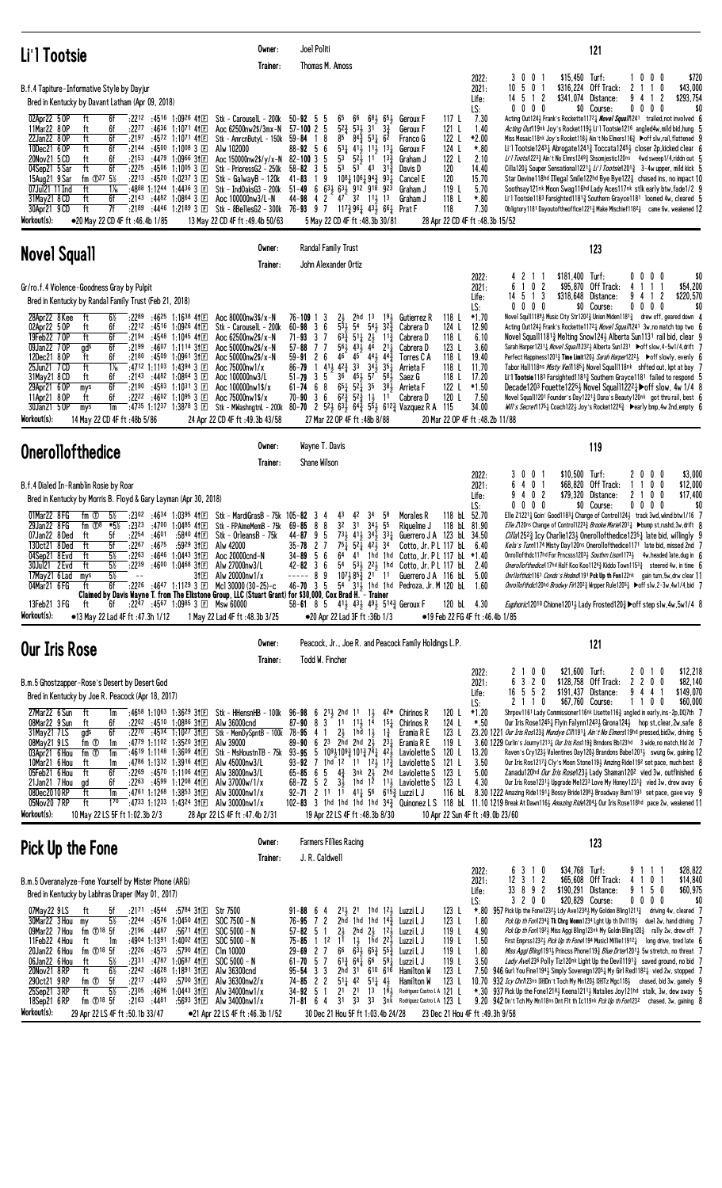## Li'l Tootsie

Owner: Joel Politi
Trainer: Thomas M. Amoss

**121**

B.f.4 Tapiture-Informative Style by Dayjur
Bred in Kentucky by Davant Latham (Apr 09, 2018)

| | Starts | 1st | 2nd | 3rd | Earnings | | Starts | 1st | 2nd | 3rd | Earnings |
|---|---|---|---|---|---|---|---|---|---|---|---|
| 2022: | 3 | 0 | 0 | 1 | $15,450 | Turf: | 1 | 0 | 0 | 0 | $720 |
| 2021: | 10 | 5 | 0 | 1 | $316,224 | Off Track: | 2 | 1 | 1 | 0 | $43,000 |
| Life: | 14 | 5 | 1 | 2 | $341,074 | Distance: | 9 | 4 | 1 | 2 | $293,754 |
| LS: | 0 | 0 | 0 | 0 | $0 | Course: | 0 | 0 | 0 | 0 | $0 |

```
02Apr22 5OP  ft   6f  :2212 :4516 1:0926 41F  Stk - CarouselL - 200k  50-92 5 5  65  66  68½ 65¼ Geroux F   117 L  7.30  Acting Out124½ Frank's Rockette1172¼ Novel Squall1241 trailed,not involved 6
11Mar22 8OP  ft   6f  :2277 :4636 1:1071 41F  Aoc 62500nw2$/3mx-N    57-100 2 5  52¾ 53¼ 31  3¾  Geroux F   121 L  1.40  Acting Out119nk Joy's Rocket119¾ Li'l Tootsie1216 angled4w,mild bid,hung 5
22Jan22 8OP  ft   6f  :2197 :4572 1:1071 41F  Stk - AmrcnButyL - 150k 59-84 1 8  85  84¾ 53¼ 62  Franco G   122 L  *2.00 Miss Mosaic118nk Joy's Rocket118¾ Ain't No Elmers116¾ ▶off slw,rail,flattened 9
10Dec21 6OP  ft   6f  :2144 :4500 1:1008 3F   Alw 102000              88-92 5 6  53¼ 41½ 11¼ 13¼ Geroux F   124 L  *.80  Li'l Tootsie1243¼ Abrogate1241¾ Toccata1245¾ closer 2p,kicked clear 6
20Nov21 5CD  ft   6f  :2153 :4479 1:0966 31F  Aoc 150000nw2$/y/x-N   82-100 3 5  53  52½ 11  13¾ Graham J   122 L  2.10  Li'l Tootsi1223¾ Ain't No Elmrs124½ Shsomjestic120ns 4wd sweep1/4,riddn out 5
04Sep21 5Sar ft   6f  :2225 :4506 1:1005 3F   Stk - PrioressG2 - 250k 58-82 3 5  53  53  43  31¾ Davis D    120    14.40 Cilla120½ Souper Sensational1221¼ Li'l Tootsie1201¾ 3-4w upper, mild kick 5
15Aug21 9Sar fm ⓣ27 5½ :2213 :4520 1:0237 3F Stk - GalwayB - 120k  41-83 1 9  108¼ 106¼ 94¾ 93¼ Cancel E   120    15.70 Star Devine118hd Illegal Smile122hd Bye Bye122½ chased ins, no impact 10
07Jul21 11Ind ft  1⅙  :4888 1:1244 1:4436 3F  Stk - IndOaksG3 - 200k 51-49 6 63½ 63¾ 912 918 923 Graham J  119 L  5.70  Soothsay121nk Moon Swag116hd Lady Aces117nk stlk early btw,fade1/2 9
31May21 8CD  ft   6f  :2143 :4482 1:0864 3F   Aoc 100000nw3/L-N      44-98 4 2  47  32  11¼ 13  Graham J   118 L  *.80  Li'l Tootsie1183 Farsighted1181¼ Southern Grayce1181 loomed 4w, cleared 5
30Apr21 9CD  ft   7f  :2189 :4446 1:2189 3F   Stk - 8BellesG2 - 300k 76-93 9 7  117¾ 96¼ 43¼ 66¼ Prat F     118    7.30  Obligtory1181 Dayoutoftheoffice1221¾ Make Mischief1182¼ came 6w, weakened 12
```

Workout(s): ●20 May 22 CD 4F ft :46.4b 1/85 | 13 May 22 CD 4F ft :49.4b 50/63 | 5 May 22 CD 4F ft :48.3b 30/81 | 28 Apr 22 CD 4F ft :48.3b 15/52

## Novel Squall

Owner: Randal Family Trust
Trainer: John Alexander Ortiz

**123**

Gr/ro.f.4 Violence-Goodness Gray by Pulpit
Bred in Kentucky by Randal Family Trust (Feb 21, 2018)

| | Starts | 1st | 2nd | 3rd | Earnings | | Starts | 1st | 2nd | 3rd | Earnings |
|---|---|---|---|---|---|---|---|---|---|---|---|
| 2022: | 4 | 2 | 1 | 1 | $181,400 | Turf: | 0 | 0 | 0 | 0 | $0 |
| 2021: | 6 | 1 | 0 | 2 | $95,870 | Off Track: | 4 | 1 | 1 | 1 | $54,200 |
| Life: | 14 | 5 | 1 | 3 | $318,648 | Distance: | 9 | 4 | 1 | 2 | $220,570 |
| LS: | 0 | 0 | 0 | 0 | $0 | Course: | 0 | 0 | 0 | 0 | $0 |

```
28Apr22 8Kee ft   6½  :2289 :4625 1:1638 41F  Aoc 80000nw3$/x-N      76-109 1 3  2½  2hd 13  19¼ Gutierrez R 118 L *1.70  Novel Squll1189¼ Music City Str1202¾ Union Miden1181¾ drew off, geared down 4
02Apr22 5OP  ft   6f  :2212 :4516 1:0926 41F  Stk - CarouselL - 200k 60-98 3 6  53½ 54  54¼ 32¾ Cabrera D  124 L  12.90 Acting Out124½ Frank's Rockette1172¼ Novel Squall1241 3w,no match top two 6
19Feb22 7OP  ft   6f  :2194 :4548 1:1045 41F  Aoc 62500nw2$/x-N      71-93 3 7  63¾ 51¼ 2½  11¾ Cabrera D  118 L  6.10  Novel Squall1181¾ Melting Snow124½ Alberta Sun1131 rail bid, clear 9
09Jan22 7OP  gds  6f  :2199 :4607 1:1114 31F  Aoc 50000nw2$/x-N      57-88 7 7  56½ 43¼ 44  21¼ Cabrera D  123 L  3.60  Sarah Harper1231¼ Novel Squall1232¼ Alberta Sun1231 ▶off slow,4-5w1/4,drift 7
12Dec21 8OP  ft   6f  :2180 :4509 1:0961 31F  Aoc 50000nw2$/x-N      59-91 2 6  46  45  44¾ 44¾ Torres C A 118 L  19.40 Perfect Happiness1201¾ Time Limit120½ Sarah Harper1221¾ ▶off slowly, evenly 6
25Jun21 7CD  ft   1⅙  :4712 1:1103 1:4394 3F  Aoc 75000nw1/x           86-79 1 41¼ 42¾ 33  34¾ 35¼ Arrieta F  118 L  11.70 Tabor Hall118ns Misty Veil1185¼ Novel Squall118nk shifted out, kpt at bay 7
31May21 8CD  ft   6f  :2143 :4482 1:0864 3F   Aoc 100000nw3/L        51-79 3 5  36  45½ 57  58¾ Saez G     118 L  17.20 Li'l Tootsie1183 Farsighted1181¼ Southern Grayce1181 failed to respond 5
29Apr21 6OP  mys  6f  :2190 :4563 1:1031 3F   Aoc 100000nw1$/x       61-74 6 8  65¾ 52¼ 35  38¼ Arrieta F  122 L  *1.50 Decade1203 Fouette1225¼ Novel Squall1222¼ ▶off slow, 4w 1/4 8
11Apr21 8OP  ft   6f  :2222 :4602 1:1095 3F   Aoc 75000nw1$/x        70-90 3 6  62¾ 52¾ 1½  11  Cabrera D  120 L  7.50  Novel Squall1201 Founder's Day1221¼ Dana's Beauty120nk got thru rail, best 6
30Jan21 5OP  mys  1m  :4735 1:1237 1:3878 3F   Stk - MWashngtnL - 200k 80-70 2 52¼ 63¾ 64½ 55¾ 612¾ Vazquez R A 115  34.00 Will's Secret1175¼ Coach122¾ Joy's Rocket1226¾ ▶early bmp,4w 2nd,empty 6
```

Workout(s): 14 May 22 CD 4F ft :48b 5/86 | 24 Apr 22 CD 4F ft :49.3b 43/58 | 27 Mar 22 OP 4F ft :48b 8/88 | 20 Mar 22 OP 4F ft :48.2b 11/88

## Onerollofthedice

Owner: Wayne T. Davis
Trainer: Shane Wilson

**119**

B.f.4 Dialed In-Ramblin Rosie by Roar
Bred in Kentucky by Morris B. Floyd & Gary Layman (Apr 30, 2018)

| | Starts | 1st | 2nd | 3rd | Earnings | | Starts | 1st | 2nd | 3rd | Earnings |
|---|---|---|---|---|---|---|---|---|---|---|---|
| 2022: | 3 | 0 | 0 | 1 | $10,500 | Turf: | 2 | 0 | 0 | 0 | $3,000 |
| 2021: | 6 | 4 | 0 | 1 | $68,820 | Off Track: | 1 | 1 | 0 | 0 | $12,000 |
| Life: | 9 | 4 | 0 | 2 | $79,320 | Distance: | 2 | 1 | 0 | 0 | $17,400 |
| LS: | 0 | 0 | 0 | 0 | $0 | Course: | 0 | 0 | 0 | 0 | $0 |

```
01Mar22 8FG  fm ⓣ 5½  :2302 :4634 1:0395 41F  Stk - MardiGrasB - 75k 105-82 3 4  43  42  34  58  Morales R  118 bL 52.70 Elle Z1221¼ Goin' Good1183¼ Change of Control124¾ track 3wd,wknd btw1/16 7
29Jan22 8FG  fm ⓣ *5½ :2323 :4700 1:0485 41F  Stk - FPAimeMemB - 75k 69-85 8 8  32  31  34¾ 55  Riquelme J 118 bL 81.90 Elle Z120ns Change of Control1223¼ Brooke Mariel201¼ ▶bump st,rushd,3w,drift 8
07Jan22 8Ded ft   5f  :2254 :4601 :5840 41F  Stk - OrleansB - 75k   44-87 9 5  73½ 41½ 34¾ 33¼ Guerrero J A 123 bL 34.50 Cilla1252¾ Icy Charlie123¼ Onerollofthedice1235¼ late bid, willingly 9
13Oct21 8Ded ft   5f  :2267 :4675 :5929 31F   Alw 42000               35-78 2 7  75¼ 52¼ 42¾ 34  Cotto, Jr. P L 117 bL 6.40 Kela's Turn117¾ Misty Day120ns Onerollofthedice1171¾ late bid, missed 2nd 7
04Sep21 8Evd ft   5½  :2263 :4646 1:0443 31F  Aoc 20000cnd-N          34-89 5 6  64  41  1hd 1hd Cotto, Jr. P L 117 bL *1.40 Onrollofthdc117hd For Prncss1203¼ Southrn Lison1171¾ 4w,headed late,dug in 6
30Jul21 2Evd ft   5½  :2339 :4600 1:0468 31F  Alw 27000nw3/L          42-82 3 6  54  53½ 22½ 1hd Cotto, Jr. P L 117 bL 2.40 Onerollofthedice117hd Half Koo Koo1124¾ Kiddo Town1153¼ steered 4w, in time 6
17May21 6Lad mys  5½  -- --             31F  Alw 20000nw1/x          ----- 8 9  107¾ 85¾ 21  11  Guerrero J A 116 bL 5.00 Onrllofthdc1161 Condo's Hndmd119¾ Pick Up th Fon122nk gain turn,5w,drw clear 11
04Mar21 6FG  ft   6f  :2226 :4647 1:1129 3F   Mcl 30000(30-25)-c      46-70 3 5  54  31½ 1hd 1hd Pedroza, Jr. M 120 bL 1.60 Onrollofthdc120hd Brodwy Fir1202¾ Wrpper Rule1205½ ▶off slw,2-3w,4w1/4,bid 7
     Claimed by Davis Wayne T. from The Elkstone Group, LLC (Stuart Grant) for $30,000, Cox Brad H. - Trainer
13Feb21 3FG  ft   6f  :2247 :4567 1:0985 3F   Msw 60000               58-61 8 5  41½ 43½ 49¼ 514¾ Geroux F  120 bL 4.30  Euphoric12010 Chione12011 Lady Frosted120¾ ▶off step slw,4w,5w1/4 8
```

Workout(s): ●13 May 22 LaD 4F ft :47.3h 1/12 | 1 May 22 LaD 4F ft :48.3b 3/25 | ●20 Apr 22 LaD 3F ft :36b 1/3 | ●19 Feb 22 FG 4F ft :46.4b 1/85

## Our Iris Rose

Owner: Peacock, Jr., Joe R. and Peacock Family Holdings L.P.
Trainer: Todd W. Fincher

**121**

B.m.5 Ghostzapper-Rose's Desert by Desert God
Bred in Kentucky by Joe R. Peacock (Apr 18, 2017)

| | Starts | 1st | 2nd | 3rd | Earnings | | Starts | 1st | 2nd | 3rd | Earnings |
|---|---|---|---|---|---|---|---|---|---|---|---|
| 2022: | 2 | 1 | 0 | 0 | $21,600 | Turf: | 2 | 0 | 1 | 0 | $12,218 |
| 2021: | 6 | 3 | 2 | 0 | $128,758 | Off Track: | 2 | 2 | 0 | 0 | $82,140 |
| Life: | 16 | 5 | 5 | 2 | $191,357 | Distance: | 9 | 4 | 4 | 1 | $149,070 |
| LS: | 2 | 1 | 1 | 0 | $67,760 | Course: | 1 | 1 | 0 | 0 | $60,000 |

```
27Mar22 6Sun ft   1m  :4658 1:1063 1:3629 31F  Stk - HHensnHB - 100k 96-98 6 21½ 2hd 11  1½  42* Chirinos R  120 L  *1.20 Shrpov1161 Lady Commissioner116nk Lisette116¾ angled in early,ins-2p,DQ7th 7
08Mar22 9Sun ft   6f  :2202 :4510 1:0898 31F  Alw 36000cnd            87-90 8 3  11  11½ 14  15¼ Chirinos R  124 L  *.50  Our Iris Rose1245¼ Flyin Falynn1243¼ Girona124¾ hop st,clear,2w,safe 8
31May21 7LS  gds  6f  :2270 :4534 1:1027 31F  Stk - MemDySpntB - 100k 78-95 4 1  2½  1hd 1½  1¾  Erami a R E 123 L  23.20 1221 Our Iris Rose123¾ Mundye Cll1191¼ Ain't No Elmers119hd pressed,bid3w, driving 5
08May21 9LS  fm ⓣ 1m  :4779 1:1102 1:3520 31F  Alw 39000              89-90 6 23  2hd 2hd 2½  23¼ Eramia R E  119 L  3.60 1229 Curlin's Journy1213¼ Our Iris Ros119¾ Brndons Bb123hd 3 wide,no match,hld 2d 7
03Apr21 6Hou fm ⓣ 1m  :4619 1:1148 1:3609 41F  Stk - MsHoustnTB - 75k 93-95 5 109¼ 109¾ 101¾ 74¼ 42¼ Laviolette S 120 L 13.20 Raven's Cry123¾ Valentines Day1201¾ Brandons Babe1201¾ swung 6w, gaining 12
10Mar21 6Hou ft   1m  :4786 1:1332 1:3916 41F  Alw 45000nw3/L          93-92 7 1hd 12  11  12½ 17¾ Laviolette S 121 L 3.50  Our Iris Rose1217¾ Cly's Moon Stone119½ Amzing Ride1192 set pace, much best 8
05Feb21 6Hou ft   6f  :2269 :4570 1:1106 41F  Alw 38000nw3/L          65-85 6 5  4¾  3nk 2½  2hd Laviolette S 123 L 5.00  Zanadu120hd Our Iris Rose123¼ Lady Shaman120² vied 3w, outfinished 6
21Jan21 7Hou gd   6f  :2263 :4599 1:1208 41F  Alw 37000w/1/x          68-72 5 2  3½  1hd 12  11½ Laviolette S 123 L 4.30  Our Iris Rose1231½ Upgrade Me123 Love My Honey1231¾ vied 3w, drew away 6
08Dec2010RP  ft   1m  :4761 1:1268 1:3853 31F  Alw 30000nw1/x          92-71 2 11 11  41¼ 56  615¾ Luzzi L J  116 bL 8.30 1222 Amazing Ride1191¾ Bossy Bride1209¾ Broadway Burn1193 set pace, gave way 9
05Nov20 7RP  ft   1⅞0 :4733 1:1233 1:4324 31F Alw 30000nw1/x          102-83 3 1hd 1hd 1hd 1hd 34¾ Quinonez L S 118 bL 11.10 1219 Break At Dawn116¾ Amazing Ride1204¾ Our Iris Rose118hd pace 2w, weakened 11
```

Workout(s): 10 May 22 LS 5F ft 1:02.3b 2/3 | 28 Apr 22 LS 4F ft :47.4b 2/31 | 19 Apr 22 LS 4F ft :48.3b 8/30 | 10 Apr 22 Sun 4F ft :49.0b 23/60

## Pick Up the Fone

Owner: Farmers Fillies Racing
Trainer: J. R. Caldwell

**123**

B.m.5 Overanalyze-Fone Yourself by Mister Phone (ARG)
Bred in Kentucky by Labhras Draper (May 01, 2017)

| | Starts | 1st | 2nd | 3rd | Earnings | | Starts | 1st | 2nd | 3rd | Earnings |
|---|---|---|---|---|---|---|---|---|---|---|---|
| 2022: | 6 | 3 | 1 | 0 | $34,768 | Turf: | 9 | 1 | 1 | 1 | $28,822 |
| 2021: | 12 | 3 | 1 | 2 | $65,608 | Off Track: | 4 | 1 | 0 | 1 | $14,850 |
| Life: | 33 | 8 | 9 | 2 | $190,291 | Distance: | 9 | 1 | 5 | 0 | $60,975 |
| LS: | 3 | 2 | 0 | 0 | $20,829 | Course: | 0 | 0 | 0 | 0 | $0 |

```
07May22 9LS  ft   5f  :2171 :4544 :5784 31F   Str 7500                91-88 6 4  21½ 21  1hd 12½ Luzzi L J  123 L  *.80 957 Pick Up the Fone1232½ Lady Arrow1239¾ My Golden Bling1211¾ driving 4w, cleared 7
30Mar22 3Hou my   5½  :2244 :4576 1:0450 41F  SOC 7500 - N            76-95 7 2  2hd 1hd 1hd 14¾ Luzzi L J  123 L  1.80  Pick Up th Fon1234¾ Tk Chrg Womn1234 Light Up th Dvl119½ duel 2w, hand driving 7
09Mar22 7Hou fm ⓣ18 5f :2196 :4487 :5671 41F  SOC 5000 - N            57-82 5 1  2½  2hd 2½  12½ Luzzi L J  119 L  4.90  Pick Up th Fon1192¾ Miss Aggi Blng123nk My Goldn Blng120½ rally 2w, drew off 7
11Feb22 4Hou ft   1m  :4904 1:1391 1:4092 41F  SOC 5000 - N            75-85 1 12 11  1½  1hd 22½ Luzzi L J  119 L  1.50  First Emprss1232½ Pick Up th Fone1194 Musicl Millie11912½ long drive, tired late 6
20Jan22 6Hou fm ⓣ18 5f :2226 :4573 :5790 41F  Clm 10000              29-69 2 7  66  63½ 65¾ 55¾ Luzzi L J  119 L  1.80  Miss Aggi Blng11911 Princss Phone119¾ Blue Drter1201¼ 5w stretch, no threat 7
06Jan22 6Hou ft   5½  :2331 :4767 1:0687 41F  SOC 5000 - N            61-70 5 7  61¾ 64¼ 66  59¼ Luzzi L J  119 L  3.50  Lady Avel236 Polly Tiz120nk Light Up the Devil1193¼ saved ground, no bid 7
20Nov21 8RP  ft   6f  :2242 :4628 1:1891 31F  Alw 36300cnd            95-54 3 3  2hd 31  610 616 Hamilton W  123 L  7.50 946 Gurl You Fine1194¾ Simply Sovereign1206¾ My Girl Red1182¼ vied 2w, stopped 7
29Oct21 9RP  fm ⓣ 5f  :2217 :4493 :5700 31F  Alw 36300nw2/x          74-85 2 2  51¼ 42  51¼ 4¾  Hamilton W  123 L 10.70 932 Icy Chrl123ns ⒽⒹn't Toch My Mn120½ ⒽⒹlTz Mgc118½ chased bid 3w, gamely 9
25Sep21 3RP  ft   5½  :2305 :4696 1:0443 31F  Alw 34000nw1/x          34-92 5 1  21  21  13  18¾ Rodriguez Castro L A 121 L *.30 937 Pick Up the Fone1218¾ Keena1211¼ Natalies Joy121hd stalk, 3w, drew away 5
18Sep21 6RP  fm ⓣ18 5f :2163 :4481 :5693 31F  Alw 34000nw1/x          71-81 6 4  31  33  33  3nk Rodriguez Castro L A 123 L 9.20 942 Dn't Tch My Mn118ns Dnt Flt th Ic119nk Pick Up th Fon123² chased, 3w, gaining 8
```

Workout(s): 29 Apr 22 LS 4F ft :50.1b 33/47 | ●21 Apr 22 LS 4F ft :46.3b 1/57 | 30 Dec 21 Hou 5F ft 1:03.4b 24/28 | 23 Dec 21 Hou 4F ft :49.3h 9/58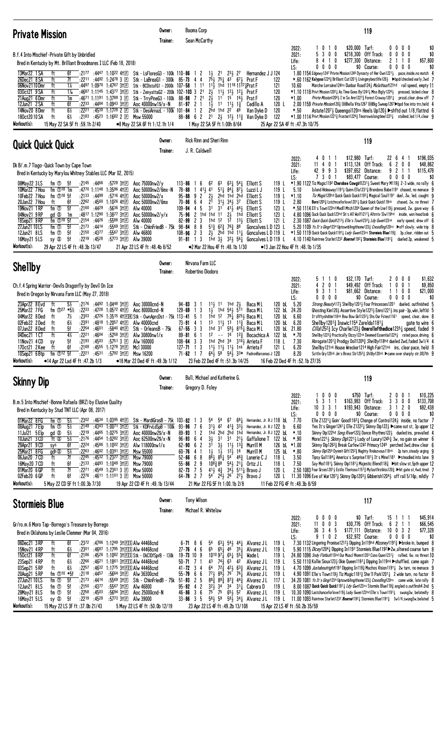## Private Mission

Owner: Baoma Corp
Trainer: Sean McCarthy

119

B.f.4 Into Mischief-Private Gift by Unbridled
Bred in Kentucky by Mt. Brilliant Broodmares I LLC (Feb 18, 2018)

| | | | | | |
|---|---|---|---|---|---|
| 2022: | 1 0 1 0 | $20,000 | Turf: | 0 0 0 0 | $0 |
| 2021: | 5 3 0 0 | $218,300 | Off Track: | 0 0 0 0 | $0 |
| Life: | 8 4 1 0 | $277,300 | Distance: | 2 1 1 0 | $57,800 |
| LS: | 0 0 0 0 | $0 | Course: | 0 0 0 0 | $0 |

```
13Mar22 1SA   ft   6f  :2177 :4447 1:1022 41F  Stk - LsFloresG3 - 100k 110-86 1 2  1½ 21  23½ 27   Hernandez J J 124        1.80 1154 Edgewy1247 Private Mission1245 Dynasty of Her Own1221¼  pace,inside,no match 4
26Dec21 8SA   ft   7f  :2211 :4492 1:2478 3F  Stk - LaBreaG1 - 300k  85-73 4 4  75½ 75¼ 43 67½ Prat F     122        *.60 1162 Kalypso1224½ Brilliant Cut1201¼ Livingmybestlife120½ ▶bpd/checked early,3wd 7
06Nov2110Dmr  ft   1⅛  :4497 1:0970 1:4767 31F  Stk - BCDistafG1 - 2000k 107-58 1 11 11½ 1hd 1118 1137½Prat F    121        10.60 Marche Lorraine124ns Dunbar Road124½ Malathaat121hd rail speed, empty 11
03Oct21 9SA   ft   1⅛  :4687 1:1145 1:4377 31F  Stk - ZenyattaG2 - 200k 102-103 3 21 2½ 11½ 12½ 12¼ Prat F    120        *1.10 1118 Privt Mission1202¼ As Time Goes By1242¼ Miss Bigly1225½  pressed, kicked clear 8
21Aug21 6Dmr  ft   1m  :4671 1:1191 1:3769 3F  Stk - TrryPineG3 - 100k 88-98 7 21 2½ 11 15 16½ Prat F     120        *1.00 Private Mission1206½ I'm So Ann1227½ Forest Craway1201½  prssd,clear,drew off 7
12Jun21 2SA   ft   6f  :2233 :4484 1:0943 31F  Aoc 40000nw1$/x-N  81-97 2 1  1½ 11 11½ 1¾   Cedillo A  120 L      2.00 1159 Private Mission120¾ Bella Vita1267 Sleep Sweep1267▶bpd foe into trn,held 4
14Nov20 8Dmr  ft   6½  :2221 :4530 1:1728 2F  Stk - DesiArnazL - 100k 101-84 1 2 2hd 1hd 22 48 Van Dyke D  120       *.50 Astute1207½ Queenogol120ns Heels Up120½ ▶shftd out 1/8,flattnd 6
18Oct2010SA   ft   6½  :2183 :4523 1:1682 2F  Msw 55000         88-88 6 2  21 2½ 12½ 11¾ Van Dyke D 122        *1.00 1114 Privt Mission1221¾ Frosteri1226½ Tmorrowslongtime1223¼  stalked,led 1/4,clear 9
Workout(s):  15 May 22 SA 5F ft :59.1h 2/40   ●8 May 22 SA 6F ft 1:12.1h 1/4   1 May 22 SA 5F ft 1:00h 8/64   25 Apr 22 SA 4F ft :47.3h 10/75
```

## Quick Quick Quick

Owner: Rick Rinn and Sheri Rinn
Trainer: J. R. Caldwell

119

Dk B/.m.7 Tiago-Quick Town by Cape Town
Bred in Kentucky by Marylou Whitney Stables LLC (Mar 02, 2015)

| | | | | | |
|---|---|---|---|---|---|
| 2022: | 4 0 1 1 | $12,980 | Turf: | 22 6 4 1 | $196,035 |
| 2021: | 11 4 0 1 | $113,124 | Off Track: | 6 2 0 0 | $48,862 |
| Life: | 42 9 9 3 | $397,652 | Distance: | 9 2 1 1 | $115,478 |
| LS: | 7 3 0 1 | $83,477 | Course: | 0 0 0 0 | $0 |

```
08May22 3LS   fm ⓣ 5f  :2145 :4466 :5728 31F  Aoc 75000nw2/y   113-86 1 6  62 63 63½ 54¼ Elliott S   119 L     *1.90 1122 Tiz Magic1192 Cherokee Cowgirl1231½ Sweet Mary M119½ 2-3 wide, no rally 6
10Mar22 7Hou  fm ⓣ18 1m :4770 1:1148 1:3596 41F  Aoc 50000nw2/6mx-N 78-88 1 41½ 41 51¼ 84¾ 87½ Luzzi L J  119 L     5.10 Island Hideaway1191½ Quinn Ella1231¼ Brandons Babe1191 chased, no menace 9
10Feb22 7Hou  fm ⓣ18 5f :2133 :4499 :5716 41F  Aoc 50000nw2/x  95-88 9 2  2½ 2hd 1hd 2hd Elliott S  119 L     *1.10 Tiz Magic120hd Quick Quick Quick1193¼ Magical Soul1191 duel, 2w, led, caught 9
20Jan22 7Hou  ft   6f  :2262 :4560 1:1026 41F  Aoc 50000nw2/6mx 70-86 6 4  21 31½ 34½ 37  Elliott S  119 L     2.80 Born1205½ Lstchncefor love1201¼ Quick Quick Quick119nk chased, 2w, no threat 7
19Nov21 1RP   fm ⓣ 5f  :2160 :4429 :5636 31F  Alw 40000       109-94 4 5  31 31 41½ 44½ Elliott S   123 L     *.50 1114 Ell's Town123hd Medll Mtch120⁴ Queen of the Lne119½ pressed, 2w, gave way 6
04Nov21 9RP   gd ⓧ 1m  :4817 1:1290 1:3877 31F  Aoc 50000nw2/y/x 75-96 2 1hd 1hd 11 2½ 1hd Elliott S  123 L     4.80 1096 Quck Quck Quck123hd Sh's All Wolf1217¼ Altmtv Slw119hd  inside, won head bob 6
18Sep21 9RP   fm ⓣ18 5f :2154 :4426 :5568 31F  Alw 40000       82-99 2 3  1hd 12 13 13½ Elliott S   121 L     2.30 1087 Quick Quick Quick1213½ Elle's Town1232¼ Gwn123nk early speed, drew off 6
27Jun21 10LS  ft   5f  :2173 :4414 :5569 31F  Stk - ChlnFriedB - 75k 98-84 8 8  51½ 62¾ 76¾ 88 Goncalves L D 123 L 5.20 1109 Ys It's Gngr123⁴ Uptowntbngithome123¼ Cncodling120ns ▶off slowly, wide trip 8
12Jun21 8LS   fm ⓣ 5f  :2150 :4377 :5567 31F  Alw 46800       108-96 2 3  2½ 2hd 1hd 11¼ Goncalves L D 119 L *1.50 1119 Quick Quick Quick1191¼ Lady Gwn123ns Stormleis Blue119¾ 3p,clear, ridden out 5
16May21 5LS   sy ⓧ 5f  :2219 :4528 :5773 31F  Alw 39000        91-81 1 3  1hd 3½ 32¾ 56¼ Goncalves L D 119 L 4.10 1140 Raintree Starlet1232 Boerne1192¼ Stormleis Blue1191¾ dueled 2p, weakened 5
Workout(s):  29 Apr 22 LS 4F ft :48.3h 13/47   21 Apr 22 LS 4F ft :48.4b 8/52   ●2 Mar 22 Hou 4F ft :48.1b 1/30   ●13 Jan 22 Hou 4F ft :48.1b 1/35
```

## Shellby

Owner: Nirvana Farm LLC
Trainer: Robertino Diodoro

119

Ch.f.4 Spring Warrior-Devils Dragonfly by Devil On Ice
Bred in Oregon by Nirvana Farm LLC (May 27, 2018)

| | | | | | |
|---|---|---|---|---|---|
| 2022: | 5 1 1 0 | $32,170 | Turf: | 2 0 0 0 | $1,632 |
| 2021: | 4 2 0 1 | $49,492 | Off Track: | 1 0 0 1 | $9,850 |
| Life: | 9 3 1 1 | $81,662 | Distance: | 1 1 0 0 | $21,000 |
| LS: | 0 0 0 0 | $0 | Course: | 0 0 0 0 | $0 |

```
23Apr22 8Evd  ft   5½  :2176 :4492 1:0448 31F  Aoc 30000cnd-N     94-83 3 1  11½ 11 1hd 2½  Baca M L   120 bL    5.20 Strong Beauty117½ Shellby1201¼ Four Princesses1201 dueled, outfinished 5
25Mar22 7FG   fm ⓣ27 *5½ :2233 :4728 1:0572 41F  Aoc 80000cnd-N   129-69 1 3  1½ 1hd 54½ 511 Baca M L   122 bL    24.20 Ghosting Kim120½ Assertive Style1223½ Emro1221½ ins pair-3p,wkn,leftld 5
04Mar22 8Ded  ft   7½  :2303 :4726 1:3518 41F[R] Stk - OwnAprcDst - 75k 113-41 5 1 1hd 12 78½ 825½ Baca M L 120 bL 6.60 It'sfiftyshdsfmn118nk Sbw Bow Girl1222½ Shs Our Fstest1161 speed, clear, done 8
02Feb22 2Ded  ft   6½  :2391 :4818 1:2057 41F  Alw 40000cnd      73-91 4 1  13 11½ 13 11¾ Baca M L   120 bL    6.20 Shellby1201¾ Inawic115⁴ Zarelda1181¼  gate to wire 6
07Jan22 8Ded  ft   5f  :2254 :4601 :5849 41F  Stk - OrleansB - 75k 67-55 3 3 1hd 31 59½ 815¼ Baca M L  120 bL    21.80 Cilla125²½ Icy Charlie123½ Onerollofthedice1235¼ speed, faded 9
04Dec21 1CT   ft   4½  :2218 :4604 :5298 31F  Alw 30800nw1/x    89-81 6 1  12 -- 16 12¾ Bocachica A 122 bL   *.70 Shellby1222¾ Practically Dizzy122nk Deemed Essential1224½  rated pace,driving 6
11Nov21 4CD   sy   5f  :2193 :4503 :5751 3F  Alw 160000       108-64 3 3 1hd 2hd 34 310½ Arrieta F  118 L      7.30 Abrogate1201¾ Prodigy Do1120⁸½ Shellby118hd dueled 2wd,faded 3w1/4 4
17Oct21 2Kee  ft   6f  :2169 :4555 1:1278 31F  Mcl 30000       127-71 1 3  11½ 11½ 11½ 1nk Arrieta F  121 L      6.20 Shellby121nk House Wrecker121⁴ High Fair121nk ins, clear pace, held 8
10Sep21 6Btp  fm ⓣ12 5f :2221 :4531 :5792 31F  Msw 16200        71-62 1 7  64½ 58 54¾ 33* PadronBarcenas J 120  8.20 Scttln Gry120nk Jm's Bronz Str1252¼ Shllby120nk ▶came over sharply str,DQ7th 9
Workout(s):  ●14 Apr 22 Lad 4F ft :47.2b 1/3   ●18 Mar 22 Ded 4F ft :49.3b 1/12   23 Feb 22 Ded 4F ft :51.3b 14/25   16 Feb 22 Ded 4F ft :52.1b 27/35
```

## Skinny Dip

Owner: Ball, Michael and Katherine G.
Trainer: Gregory D. Foley

119

B.m.5 Into Mischief-Bonne Rafaela (BRZ) by Elusive Quality
Bred in Kentucky by Stud TNT LLC (Apr 08, 2017)

| | | | | | |
|---|---|---|---|---|---|
| 2022: | 1 0 0 0 | $750 | Turf: | 2 0 0 1 | $10,225 |
| 2021: | 5 3 1 1 | $163,983 | Off Track: | 3 3 0 0 | $133,708 |
| Life: | 10 3 3 1 | $193,943 | Distance: | 3 1 2 0 | $92,438 |
| LS: | 0 0 0 0 | $0 | Course: | 0 0 0 0 | $0 |

```
01Mar22 8FG   fm ⓣ 5½  :2302 :4634 1:0395 41F  Stk - MardiGrasB - 75k 103-82 1 3 54 54 67 68¾ Hernandez, Jr. B J 118 bL 7.70 Elle Z1221¾ Goin' Good1183¾ Change of Control124¾ inside, no factor 7
08Aug21 7Elp  fm ⓣ 5½  :2149 :4343 1:0071 31F  Stk - KDPrvLdSpB - 100k 93-96 7 6 31½ 42 41¾ 33½ Hernandez, Jr. B J 122 b 6.60 Yes It's Ginger1241¾ Elle Z1222½ Skinny Dip122¾ ▶came out st, 3p upper 12
11Jul21 5Elp  gd ⓧ 5½  :2219 :4465 1:0275 31F  Aoc 40000nw2$/x-N 89-93 1 2 1hd 2hd 2hd 1hd Hernandez, Jr. B J 122 bL *.10 Skinny Dip122hd Song River122½ Dance Rhythms122½ dueled ins, prevailed 4
10Jun21 3CD   ft ⓧ 5½  :2176 :4454 1:0282 31F  Aoc 62500nw2$/x-N 96-93 6 4 3½ 31 31 21½ Gaffalione T 122 bL *.90 More1221½ Skinny Dip1221¼ Lady of Luxury1245¼ 3w, no gain on winner 6
29Apr21 9CD   sys  6f  :2224 :4586 1:1002 31F  Alw 118000nw1/x  62-90 6 2 31 3½ 11½ 13¾ Murrill M  126 bL *1.00 Skinny Dip1263¾ Break Curfew124² Primacy124⁹ perched 3wd,drew clear 6
25Mar21 8FG   gd ⓧ 5½  :2263 :4602 1:0391 31F  Msw 55000      60-76 4 1 1½ 1½ 12½ 16 Murrill M  125 bL *.80 Skinny Dip125⁶ Dynmit Gift125¹¾ Nughty Rndezvous118nk 2p turn,steady urging 9
06Jun20 7CD   ft   7f  :2245 :4532 1:2327 3F  Msw 79000      52-66 6 8 86½ 86¼ 54 46¾ Lanerie C J 118 L  3.50 Tipsy Gal1184¼ America's Surprise118¹½ It's Mine118¹ ▶steadied into lane 9
16May20 7CD   ft   6f  :2133 :4493 1:1049 3F  Msw 79000      55-86 2 9 108¾ 88 54½ 21¾ Ortiz J L  118 L  7.50 Say Moi1181¾ Skinny Dip1181½ Majestic Blend118¾ ▶bit slow st,5pth upper 12
01Mar20 6GP   ft   7f  :2271 :4549 1:2361 3F  Msw 50000      82-73 7 5 41½ 4¾ 34½ 511¼ Bravo J  120 L  2.50 1083 Four Grces1201¼ Estilo Tientoso1157¾ Mylastfirstkiss120¾ ▶hit gate st,4wd,tired 7
02Feb20 6GP   ft   6f  :2276 :4611 1:1101 3F  Msw 50000      64-78 2 7 54 24½ 26 27¼ Bravo J  120 L  11.30 1096 Eve of War1207¼ Skinny Dip1203¼ Gibberish1204½ off rail 5/16p, mildly 7
Workout(s):  5 May 22 CD 5F ft 1:00.3b 7/30   19 Apr 22 CD 4F ft :49.1b 13/44   21 Mar 22 FG 5F ft 1:00.1b 2/8   11 Feb 22 FG 4F ft :48.3b 8/59
```

## Stormieis Blue

Owner: Tony Wilson
Trainer: Michael R. Whitelaw

117

Gr/ro.m.6 Moro Tap-Borrego's Treasure by Borrego
Bred in Oklahoma by Leslie Clemmer (Mar 04, 2016)

| | | | | | |
|---|---|---|---|---|---|
| 2022: | 0 0 0 0 | $0 | Turf: | 15 1 1 1 | $45,914 |
| 2021: | 11 0 0 3 | $30,776 | Off Track: | 6 2 1 1 | $66,545 |
| Life: | 36 3 4 5 | $177,111 | Distance: | 10 0 3 2 | $77,328 |
| LS: | 9 1 0 2 | $32,692 | Course: | 0 0 0 0 | $0 |

```
06Dec21 3RP   ft   6f  :2372 :4786 1:1249 31F[S] Alw 44468cnd    6-71 8 6  54 63¼ 54½ 44¼ Alvarez J L  119 L  7.30 1132 Lingering Promise1212¼ Dipping In119hd Mizoney1191¾ ▶broke in, bumped 8
15Nov21 4RP   ft   6½  :2301 :4687 1:1795 31F[S] Alw 44468cnd   27-76 4 6  65 65¾ 46 35¼ Alvarez J L  119 L  5.90 1115 Dicey120⁴¾ Dipping In1191 Stormieis Blue1192 ▶2w,altered course turn 8
15Oct21 8RP   ft   6f  :2186 :4526 1:1082 31F[S] Stk - OkCIDfSprB - 130k 19-73 10 9 1010 97¾ 65¾ 55¾ Wade L  119 L  24.80 1098 Sndy Fshbol115hd Our Muscl Mosmnt1203 Csno Queen1231¼ rallied, 6w, no threat 10
23Sep21 4RP   ft   6½  :2266 :4621 1:1861 31F[S] Alw 44468cnd   50-71 7 1  43 74¾ 63 42 Alvarez J L  119 L  5.50 1110 Kallie Sioux123¾ Okie Queen119¾ Dipping In119nk ▶shuffled, came again 7
03Sep21 5RP   ft   6½  :2257 :4632 1:1775 31F[S] Alw 44468cnd   41-72 3 4  64 72¾ 42¼ 63¾ Alvarez J L  119 L  4.70 1099 Justaboutright1191 Dipping In119¾ Machos Vision1191¾ 2w turn, no menace 9
20Aug21 5RP   fm ⓣ10 *5f :2118 :4457 :5664 31F  Alw 36300cnd   55-79 6 6  77½ 89½ 76 76¼ Alvarez J L  119 L  4.90 1091 Elle's Town119¾ Tiz Magic1181¾ She'll Park1201¼ 2 wide turn, no factor 8
27Jun21 10LS  fm ⓣ 5f  :2173 :4414 :5569 31F  Stk - ChlnFriedB - 75k 51-93 2 5 88¾ 89¾ 87¾ 44¾ Alvarez J L 117 L 34.20 1081 Ys It's Gngr123⁴ Uptowntbngithome123¼ Cncodling120ns came wide, late rally 8
12Jun21 8LS   fm ⓣ 5f  :2150 :4377 :5567 31F  Alw 46800      95-92 4 2  32½ 34 34 31¾ Cabrera D  119 L  8.00 1087 Quick Quick Quick1191¼ Lady Gwn123ns Stormleis Blue119¾ angled o,outfinsh4 2nd 5
28May21 8LS   fm ⓣ 5f  :2258 :4503 :5694 31F  Aoc 25000cnd-N 46-86 3 6  75 75 65½ 52 Alvarez J L  119 L  10.30 1090 Lastchanceforlove119½ Lady Gwn123hd Elle's Town119¾ swung3w, belatedly 8
16May21 5LS   sy ⓧ 5f  :2219 :4528 :5773 31F  Alw 39000      33-86 3 5  58½ 59 58½ 34¼ Alvarez J L  119 L  11.00 1093 Raintree Starlet1232 Boerne1192¼ Stormieis Blue1191¾ 3w1/4,swung5w,belated 5
Workout(s):  15 May 22 LS 3F ft :37.0b 21/43   5 May 22 LS 4F ft :50.0b 12/19   23 Apr 22 LS 4F ft :49.2b 13/60   15 Apr 22 LS 4F ft :50.2b 35/59
```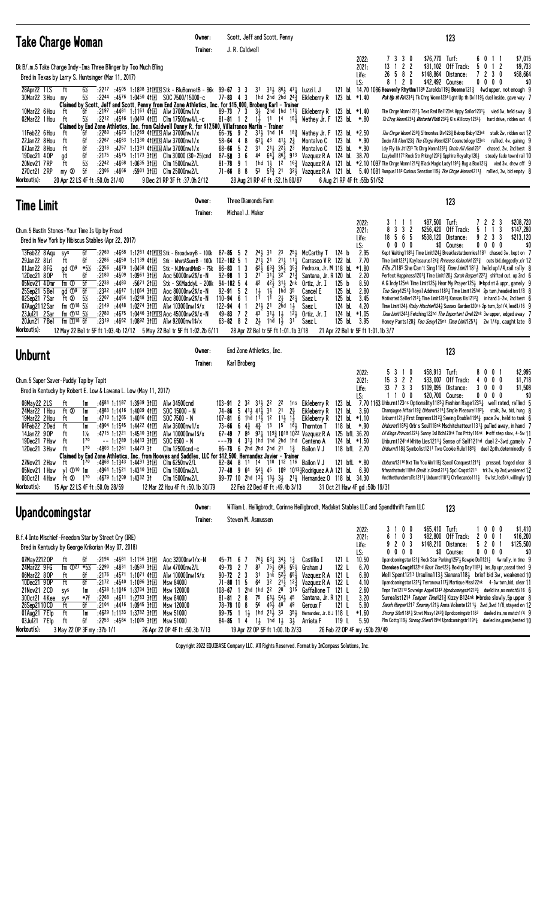## Take Charge Woman

Owner: Scott, Jeff and Scott, Penny
Trainer: J. R. Caldwell

123

Dk B/.m.5 Take Charge Indy-Ima Three Blinger by Too Much Bling
Bred in Texas by Larry S. Huntsinger (Mar 11, 2017)

| | | | | | | | | | |
|---|---|---|---|---|---|---|---|---|---|
| 2022: | 7 3 3 0 | $76,770 | Turf: | 6 0 1 1 | $7,015 |
| 2021: | 13 1 2 2 | $31,102 | Off Track: | 5 0 1 2 | $9,733 |
| Life: | 26 5 8 2 | $148,864 | Distance: | 7 2 3 0 | $68,664 |
| LS: | 8 1 2 0 | $42,492 | Course: | 0 0 0 0 | $0 |

28Apr22 1LS ft 6½ :2217 :4505 1:1808 3↑F S Stk - BluBonnetB - 86k 99-67 3 3 3¹ 3¹½ 8⁶½ 4⁷¾ Luzzi L J 121 bL 14.70 1086 Heavenly Rhythm118⁶ Zarelda119½ Boerne121½ 4wd upper, not enough 9
30Mar22 3Hou my 5½ :2244 :4576 1:0450 4↑F SOC 7500/15000-c 77-83 4 3 1hd 2hd 2hd 2⁴¾ Eikleberry R 123 bL *1.40 Pck Up th Fn123⁴¾ Tk Chrg Womn123⁴ Lght Up th Dv119½ duel inside, gave way 7
Claimed by Scott, Jeff and Scott, Penny from End Zone Athletics, Inc. for $15,000, Broberg Karl - Trainer
10Mar22 6Hou ft 6f :2197 :4481 1:1161 4↑F Alw 37000nw1/x 89-73 7 3 3½ 2hd 1hd 1¹½ Eikleberry R 123 bL *1.40 Tke Chrge Womn123¹½ Texs Red Bel123nk Hppy Sailor123¹½ vied 3w, held sway 8
02Mar22 1Hou ft 5½ :2212 :4546 1:0483 4↑F Clm 17500nw4/L-c 81-81 1 2 1½ 1¹ 1⁴ 1⁵¼ Wethey Jr. F 123 bL *.80 Tk Chrg Womn123⁵¼ Distortd Fth123²½ G's Allcrzy123³½ hard drive, ridden out 4
Claimed by End Zone Athletics, Inc. from Caldwell Danny R. for $17,500, Villafranco Martin - Trainer
11Feb22 6Hou ft 6f :2280 :4623 1:1269 4↑F S Alw 37000nw1/x 66-75 9 2 3¹½ 1hd 1⁶ 1⁸¾ Wethey Jr. F 123 bL *2.50 Tke Chrge Womn123⁸¾ Sltmontes Div123¾ Bebop Baby123nk stalk 2w, ridden out 12
22Jan22 8Hou ft 6f :2267 :4663 1:1330 4↑F S Alw 37000nw1/x 58-64 4 8 6³¾ 4³ 4¹½ 2¾ Montalvo C 123 bL *.90 Dncin All Alon123¾ Tke Chrge Womn123² Cosmetology123nk rallied, 4w, gaining 9
07Jan22 8Hou ft 6f :2318 :4757 1:1391 4↑F S Alw 37000nw1/x 68-66 5 2 3¹ 2¹½ 2²½ 2³ Montalvo C 123 bL *.90 Ldy Fly Lk Jt123³ Tk Chrg Womn123²¾ Dncin All Alon123⁷ chased, 2w, 2nd best 8
19Dec21 4OP gd 6f :2175 :4575 1:1173 3↑F Clm 30000 (30-25)cnd 87-58 3 6 4⁴ 6⁴¼ 8⁶½ 9¹³ Vazquez R A 124 bL 38.70 Izzybell117² Rock Str Prking120²½ Spphire Royalty120½ steady fade towrd rail 10
20Nov21 7RP ft 5½ :2242 :4668 1:0635 3↑F Clm 15000nw2/L 81-78 9 1 1hd 1½ 1² 1⁶¾ Vazquez R A 121 bL *2.10 1097 Tke Chrge Womn121⁶¾ Black Magic Lady119¹½ Bug a Boo121½ vied 3w, drew off 9
27Oct21 2RP my ⓢ 5f :2306 :4666 :5901 3↑F Clm 25000nw2/L 71-66 8 8 5³ 5¹¾ 2¹ 3²½ Vazquez R A 121 bL 5.40 1081 Rumpus118² Curious Senstion119½ Tke Chrge Womn121¹½ rallied, 3w, bid empty 8
Workout(s): 20 Apr 22 LS 4F ft :50.0b 21/40 9 Dec 21 RP 3F ft :37.0h 2/12 28 Aug 21 RP 4F ft :52.1h 80/87 6 Aug 21 RP 4F ft :55b 51/52

## Time Limit

Owner: Three Diamonds Farm
Trainer: Michael J. Maker

123

Ch.m.5 Bustin Stones-Your Time Is Up by Freud
Bred in New York by Hibiscus Stables (Apr 22, 2017)

| | | | | | | | | | |
|---|---|---|---|---|---|---|---|---|---|
| 2022: | 3 1 1 1 | $87,500 | Turf: | 7 2 2 3 | $208,720 |
| 2021: | 8 3 3 2 | $256,420 | Off Track: | 5 1 1 3 | $147,280 |
| Life: | 18 5 6 5 | $538,120 | Distance: | 9 2 3 3 | $213,120 |
| LS: | 0 0 0 0 | $0 | Course: | 0 0 0 0 | $0 |

13Feb22 8Aqu sys 6f :2269 :4668 1:1281 4↑F S Stk - BroadwayB - 100k 87-85 5 2 2⁴½ 3¹ 2³ 2⁵½ McCarthy T 124 b 2.95 Kept Waiting118⁵½ Time Limit124½ Breakfastatbonnies118¹ chased 3w, kept on 7
29Jan22 8Lrl ft 6f :2286 :4650 1:1139 4↑F Stk - WhatASumrB - 100k 102-102 5 1 2¹½ 2¹ 2¹½ 1¹¼ Carrasco V R 122 bL 7.70 Time Limit122¹¼ Kaylasaurus124½ Princess Kokachin122²½ outs bid,doggedly,clr 12
01Jan22 8FG gd ⓣ9 *5½ :2256 :4670 1:0458 4↑F Stk - NJMnardMmB - 75k 86-83 1 3 6²½ 6³¾ 3⁵½ 3⁵¾ Pedroza, Jr. M 118 bL *1.80 Elle Z118⁵ She Can't Sing118¾ Time Limit118¹½ held up1/4,rail rally 8
12Dec21 8OP ft 6f :2180 :4509 1:0961 3↑F Aoc 50000nw2$/x-N 92-98 1 3 2¹ 3¹½ 3² 2¹¾ Santana, Jr. R 120 bL 2.20 Perfect Happiness120¹¾ Time Limit120½ Sarah Harper122²½ shifted out, up 2nd 6
05Nov21 4Dmr fm ⓣ 5f :2238 :4483 :5671 2↑F Stk - SKMaddyL - 200k 94-102 5 4 4² 4²½ 3¹½ 2nk Ortiz, Jr. I 125 b 8.50 A G Indy125nk Time Limit125½ Hear My Prayer125½ ▶bpd st & uppr, gamely 9
25Sep21 5Bel gd ⓣ9 6f :2232 :4647 1:1054 3↑F Aoc 80000nw2$/x-N 92-91 5 2 1½ 1½ 1hd 3⁵ Cancel E 125 bL 2.80 Too Sexy125¹½ Royal Address118³½ Time Limit125hd 2p turn,headed ins1/8 8
02Sep21 7Sar ft ⓧ 5½ :2207 :4454 1:0248 3↑F Aoc 80000nw2$/x-N 110-94 6 1 1¹ 1¹ 2½ 2²¼ Saez L 125 bL 3.45 Motivated Seller121²¼ Time Limit125⁶¾ Kansas Kis121²½ in hand 3-2w, 2nd best 6
07Aug21 12Sar fm ⓣ18 5½ :2149 :4449 1:0274 3↑F Alw 103000nw1$/x 122-94 4 1 2¹½ 2¹ 2hd 1½ Saez L 124 bL 4.20 Time Limit124½ Risky Mischief124¾ Sussex Garden120ns 2p turn,3p1/4,lead1/16 9
23Jul21 2Sar fm ⓣ12 5½ :2280 :4675 1:0446 3↑F S Aoc 45000nw2$/x-N 49-83 7 2 4³ 3¹½ 1½ 1²½ Ortiz, Jr. I 124 bL *1.05 Time Limit124²½ Fetching122hd The Important One122nk 3w upper, edged away 7
20Jun21 7Bel fm ⓣ18 6f :2319 :4662 1:0892 3↑F Alw 92000nw1$/x 63-82 8 2 2½ 1hd 1½ 3¹ Saez L 125 bL 3.95 Honey Pants120¾ Too Sexy125nk Time Limit125¹¼ 2w 1/4p, caught late 8
Workout(s): 12 May 22 Bel tr 5F ft 1:03.4b 12/12 5 May 22 Bel tr 5F ft 1:02.2b 6/11 28 Apr 22 Bel tr 5F ft 1:01.1b 3/18 21 Apr 22 Bel tr 5F ft 1:01.1b 3/7

## Unburnt

Owner: End Zone Athletics, Inc.
Trainer: Karl Broberg

123

Ch.m.5 Super Saver-Puddy Tap by Tapit
Bred in Kentucky by Robert E. Low & Lawana L. Low (May 17, 2017)

| | | | | | | | | | |
|---|---|---|---|---|---|---|---|---|---|
| 2022: | 5 3 1 0 | $58,913 | Turf: | 8 0 0 1 | $2,995 |
| 2021: | 15 3 2 2 | $33,007 | Off Track: | 4 0 0 0 | $1,718 |
| Life: | 33 7 3 3 | $109,095 | Distance: | 3 0 0 0 | $1,508 |
| LS: | 1 1 0 0 | $20,700 | Course: | 0 0 0 0 | $0 |

08May22 2LS ft 1m :4681 1:1187 1:3939 3↑F Alw 34500cnd 103-91 2 3² 3¹½ 2² 2² 1ns Eikleberry R 123 bL 7.70 1163 Unburnt123ns Optionality118⁶½ Fashion Rage123⁵¼ well rated, rallied 5
24Mar22 1Hou fm ⓧ 1m :4833 1:1416 1:4009 4↑F SOC 15000 - N 74-86 5 4¹½ 4¹½ 3¹ 2¹ 2¾ Eikleberry R 121 bL 3.60 Champagne Affair119¾ Unburnt121½ Simple Pleasure119²½ stalk, 3w, bid, hung 8
19Mar22 2Hou ft 1m :4710 1:1265 1:4016 4↑F SOC 7500 - N 107-81 6 1hd 1¹½ 1² 1¹½ 1½ Eikleberry R 121 bL *1.10 Unburnt121½ First Empress121²¾ Seeing Double119⁴½ pace 2w, held to task 6
04Feb22 2Ded ft 1m :4904 1:1545 1:4422 4↑F Alw 36000nw1/x 73-66 6 4¾ 4¾ 1³ 1⁵ 1⁶½ Thornton T 118 bL *.90 Unburnt118⁶½ Orb's Soul118nk Mschitchattour113¹½ pulled away, in hand 7
14Jun22 9OP ft 1¹⁄₁₆ :4715 1:1221 1:4510 3↑F Alw 100000nw1$/x 67-49 7 8⁶ 9⁷¾ 11⁹¾ 10¹⁸ 10²² Vazquez R A 125 bfL 36.20 Lil Kngs Princss123¾ Sunny Isl Bch120nk Too Prtty116nk ▶off step slow, 4-5w 11
19Dec21 7Hou ft 1⁷⁰ -- 1:1289 1:4413 3↑F SOC 6500 - N ---79 4 3¹½ 1hd 1hd 2hd 1hd Centeno A 124 bL *1.50 Unburnt124hd White Lies121¹¼ Sense of Self121hd duel 2-3wd,gamely 7
12Dec21 3Haw ft 1⁷⁰ :4803 1:1261 1:4473 3↑ Clm 12500cnd-c 86-78 6 2hd 2hd 2hd 2¹ 1¾ Bailon V J 118 bfL 2.70 Unburnt118¾ Symbolist121¹ Two Cookie Rule118⁸¾ duel 2pth,determinedly 6
Claimed by End Zone Athletics, Inc. from Hooves and Saddles, LLC for $12,500, Hernandez Javier - Trainer
27Nov21 2Haw ft 1⁷⁰ :4868 1:1343 1:4491 3↑F Clm 6250nw2/L 82-84 8 1¹ 1⁴ 1¹⁰ 1¹² 1¹⁶ Bailon V J 121 bfL *.80 Unburnt121¹⁶ Nxt Tim You Win118¾ Special Conquest121³¾ pressed, forged clear 8
05Nov21 1Haw yl ⓣ10 1m :4961 1:1521 1:4310 3↑F Clm 15000nw2/L 77-48 9 6⁴ 5⁴½ 4⁵ 10⁹ 10¹³½ Rodriguez A A 121 bL 6.90 Wnsnthstnds118hd Ghaib's Drms121²½ Spcl Cnqst121¹ trk 3w,4p 2nd,weakened 12
08Oct21 4Haw ft ⓧ 1⁷⁰ :4679 1:1209 1:4332 3↑ Clm 15000nw2/L 99-77 10 2hd 1³½ 1³½ 3½ 2¹¼ Hernandez O 118 bL 34.30 Andthethunderrolls121¹¼ Unburnt118¹¼ Chrllecando111½ 5w1st,led3/4,willingly 10
Workout(s): 15 Apr 22 LS 4F ft :50.0b 28/59 12 Mar 22 Hou 4F ft :50.1b 30/79 22 Feb 22 Ded 4F ft :49.4b 3/13 31 Oct 21 Haw 4F gd :50b 19/31

## Upandcomingstar

Owner: William L. Heiligbrodt, Corinne Heiligbrodt, Madaket Stables LLC and Spendthrift Farm LLC
Trainer: Steven M. Asmussen

123

B.f.4 Into Mischief-Freedom Star by Street Cry (IRE)
Bred in Kentucky by George Krikorian (May 07, 2018)

| | | | | | | | | | |
|---|---|---|---|---|---|---|---|---|---|
| 2022: | 3 1 0 0 | $65,410 | Turf: | 1 0 0 0 | $1,410 |
| 2021: | 6 1 0 3 | $82,800 | Off Track: | 2 0 0 1 | $16,200 |
| Life: | 9 2 0 3 | $148,210 | Distance: | 5 2 0 1 | $125,500 |
| LS: | 0 0 0 0 | $0 | Course: | 0 0 0 0 | $0 |

07May22 12OP ft 6f :2194 :4581 1:1156 3↑F Aoc 32000nw1/x-N 45-71 6 7 7⁶½ 6³¼ 3⁴½ 1³ Castillo I 121 L 10.50 Upandcomingstar121³ Rock Star Parking125²½ Kewpie Doll121½ 4w rally, in time 9
24Mar22 9FG fm ⓣ27 *5½ :2290 :4831 1:0583 3↑F Alw 47000nw2/L 49-73 2 7 8⁷ 7⁵½ 6⁸½ 5⁵½ Graham J 122 L 6.70 Cherokee Cowgirl122hd Bout Time122½ Boxing Day118³¼ ins,6p upr,passd tired 9
06Mar22 8OP ft 6f :2176 :4571 1:1071 4↑F Alw 100000nw1$/x 90-72 2 3 3¹ 3nk 5²½ 6⁵¼ Vazquez R A 121 L 6.80 Well Spent121³ Ursulina113½ Sianara118½ brief bid 3w, weakened 10
10Dec21 9OP ft 6f :2172 :4540 1:0986 3↑F Msw 84000 71-80 11 5 6⁴ 3² 2¹½ 1²¾ Vazquez R A 122 L 4.10 Upandcomingstar122²¾ Terranova117¾ Martique Miss122nk 4-3w turn,bid, clear 11
21Nov21 2CD sys 1m :4538 1:1046 1:3704 3↑F Msw 120000 108-67 1 2hd 1hd 2² 2⁸ 3¹⁵ Gaffalione T 121 L 2.60 Tmpr Tim121¹³ Sovreign Appeal124² Upndcomingstr121³¾ dueld ins,no match5/16 6
30Oct21 4Kee sys *7f :2268 :4611 1:2763 3↑F Msw 84000 81-81 2 8 7⁵ 6³½ 5⁴½ 4⁵ Santana, Jr. R 121 L 3.20 Surrealist121⁴ Temper Time121½ Kizzy B124nk ▶broke slowly,5p upper 8
26Sep21 10CD ft 6f :2104 :4416 1:0945 3↑F Msw 120000 78-78 10 8 5⁶ 4⁶½ 4⁸ 4⁹ Geroux F 121 L 5.80 Sarah Harper121⁷ Snarmy121¼ Anna Volante121¹½ 2wd,3wd 1/8,stayed on 12
01Aug21 7Elp ft 1m :4629 1:1133 1:3782 3↑F Msw 51000 99-75 1 1½ 1hd 2¹½ 3³ 3⁵½ Hernandez, Jr. B J 118 L *1.60 Strong Silnt118¹½ Street Missy124³½ Upndcomingstr118³ dueled ins,no match1/4 9
03Jul21 7Elp ft 6f :2253 :4584 1:1005 3↑F Msw 51000 84-85 1 4 1½ 1hd 1½ 3½ Arrieta F 119 L 5.50 Plm Cottg119½ Strong Silent119hd Upndcomingstr119⁴½ dueled ins,game,bested 10
Workout(s): 3 May 22 OP 3F my :37b 1/1 26 Apr 22 OP 4F ft :50.3b 7/13 19 Apr 22 OP 5F ft 1:00.1b 2/33 26 Feb 22 OP 4F my :50b 29/49

Copyright 2022 EQUIBASE Company LLC. All Rights Reserved. Format by InCompass Solutions, Inc.